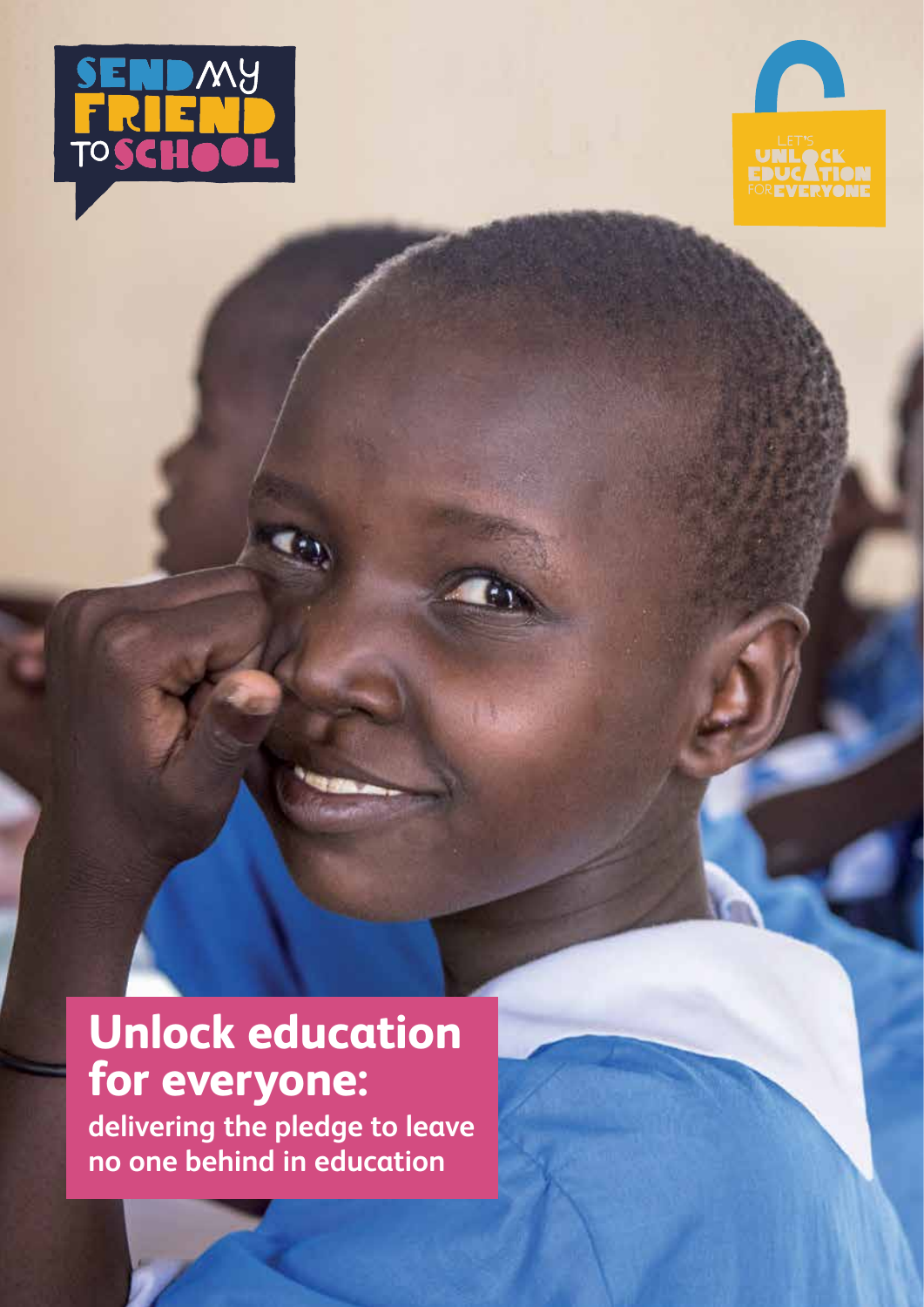SEND MY FRIEND TO SCHOOL

LET'S UNLOCK EDUCATION FOR EVERYONE

# Unlock education for everyone:

**delivering the pledge to leave no one behind in education**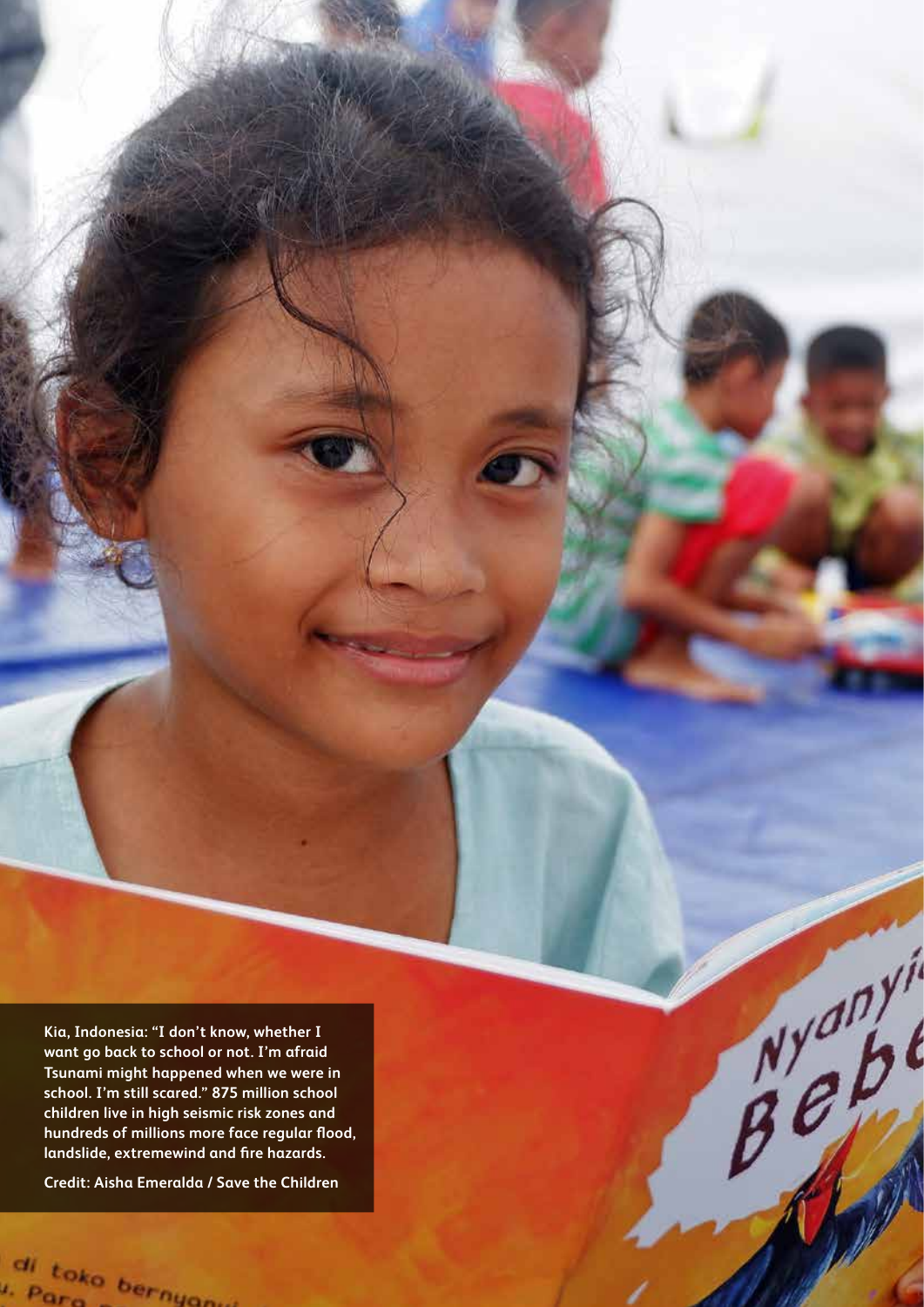Kia, Indonesia: "I don't know, whether I want go back to school or not. I'm afraid Tsunami might happened when we were in school. I'm still scared." 875 million school children live in high seismic risk zones and hundreds of millions more face regular flood, landslide, extremewind and fire hazards.

Credit: Aisha Emeralda / Save the Children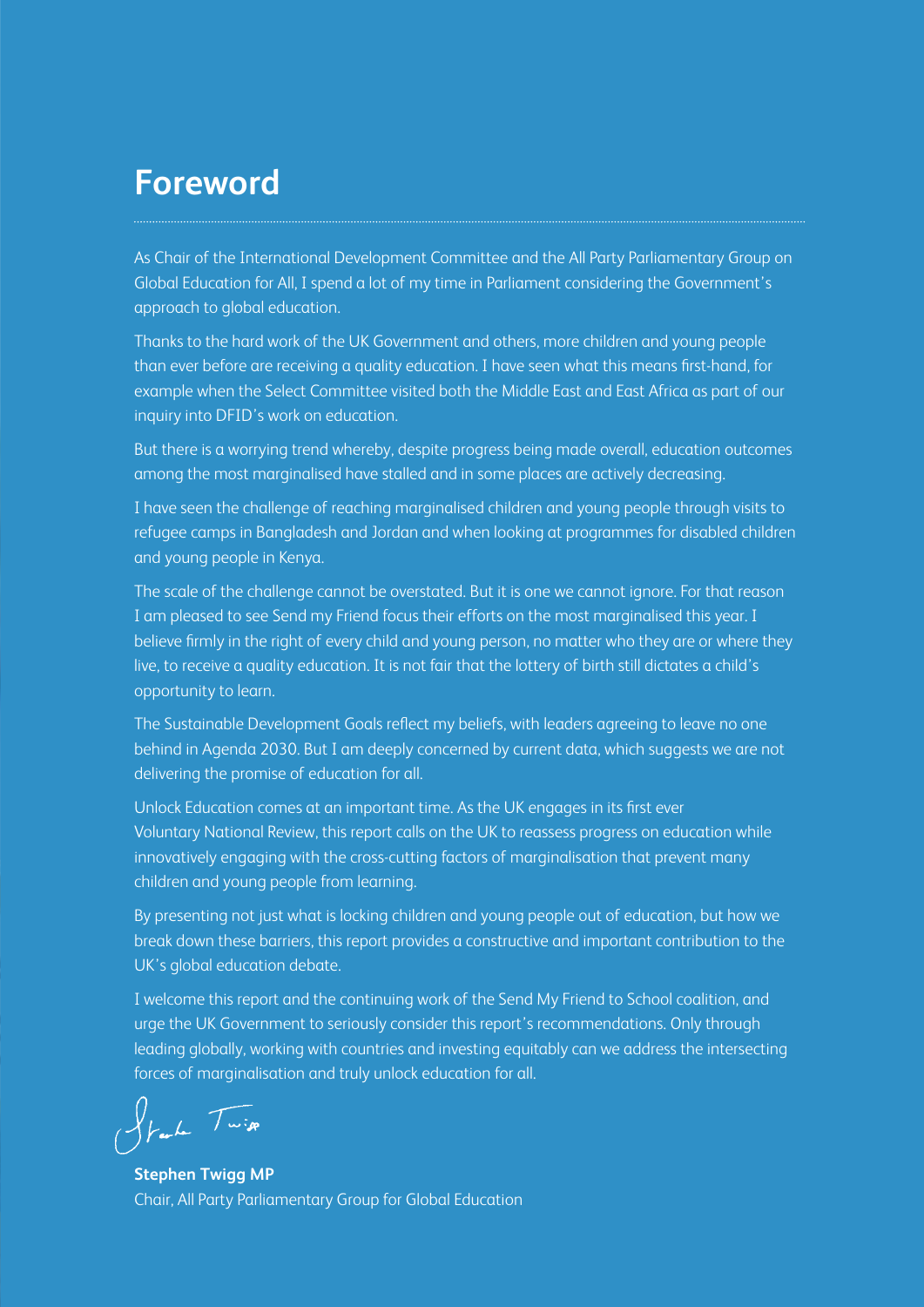# Foreword

As Chair of the International Development Committee and the All Party Parliamentary Group on Global Education for All, I spend a lot of my time in Parliament considering the Government's approach to global education.

Thanks to the hard work of the UK Government and others, more children and young people than ever before are receiving a quality education. I have seen what this means first-hand, for example when the Select Committee visited both the Middle East and East Africa as part of our inquiry into DFID's work on education.

But there is a worrying trend whereby, despite progress being made overall, education outcomes among the most marginalised have stalled and in some places are actively decreasing.

I have seen the challenge of reaching marginalised children and young people through visits to refugee camps in Bangladesh and Jordan and when looking at programmes for disabled children and young people in Kenya.

The scale of the challenge cannot be overstated. But it is one we cannot ignore. For that reason I am pleased to see Send my Friend focus their efforts on the most marginalised this year. I believe firmly in the right of every child and young person, no matter who they are or where they live, to receive a quality education. It is not fair that the lottery of birth still dictates a child's opportunity to learn.

The Sustainable Development Goals reflect my beliefs, with leaders agreeing to leave no one behind in Agenda 2030. But I am deeply concerned by current data, which suggests we are not delivering the promise of education for all.

Unlock Education comes at an important time. As the UK engages in its first ever Voluntary National Review, this report calls on the UK to reassess progress on education while innovatively engaging with the cross-cutting factors of marginalisation that prevent many children and young people from learning.

By presenting not just what is locking children and young people out of education, but how we break down these barriers, this report provides a constructive and important contribution to the UK's global education debate.

I welcome this report and the continuing work of the Send My Friend to School coalition, and urge the UK Government to seriously consider this report's recommendations. Only through leading globally, working with countries and investing equitably can we address the intersecting forces of marginalisation and truly unlock education for all.

**Stephen Twigg MP**
Chair, All Party Parliamentary Group for Global Education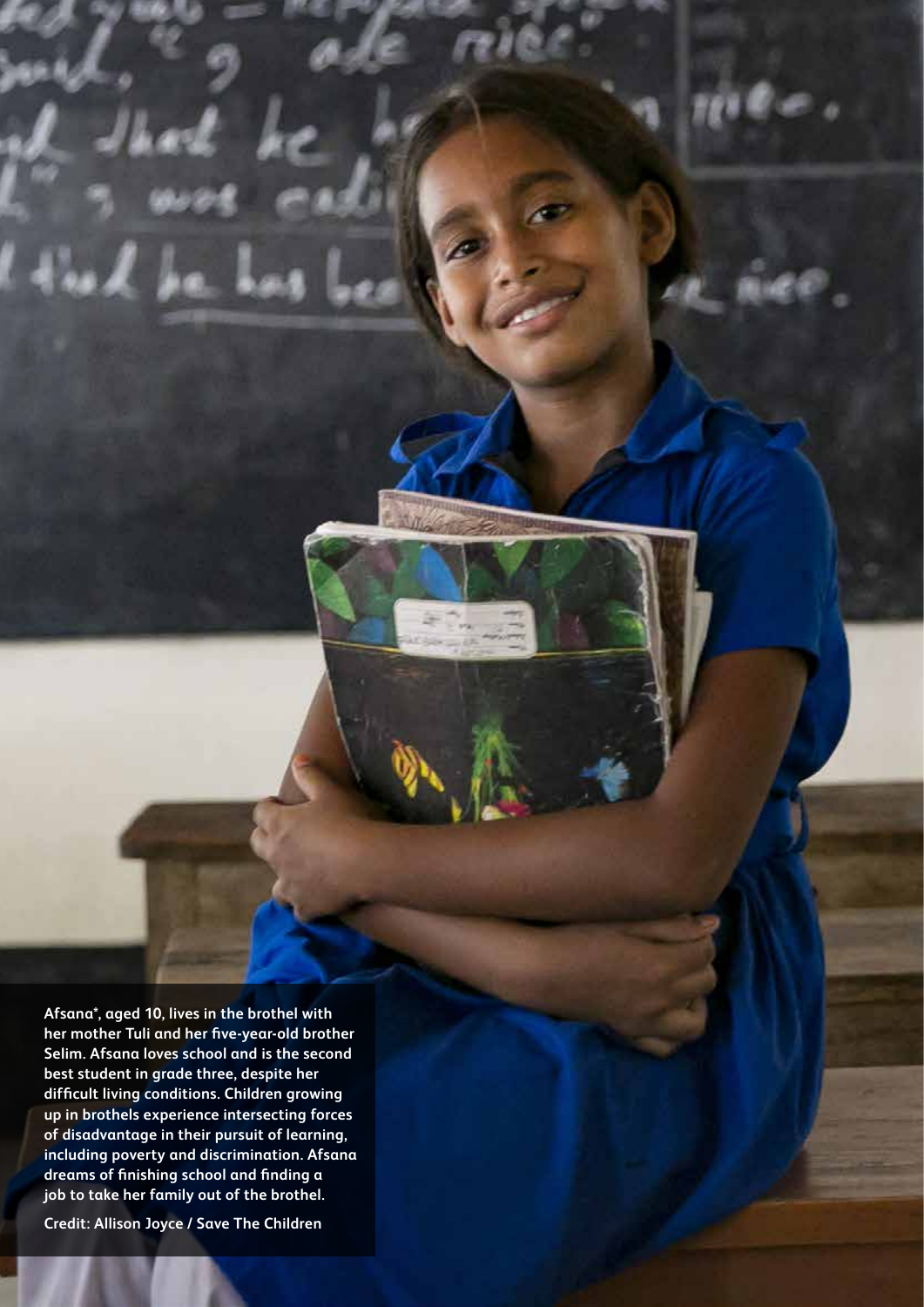Afsana*, aged 10, lives in the brothel with her mother Tuli and her five-year-old brother Selim. Afsana loves school and is the second best student in grade three, despite her difficult living conditions. Children growing up in brothels experience intersecting forces of disadvantage in their pursuit of learning, including poverty and discrimination. Afsana dreams of finishing school and finding a job to take her family out of the brothel.

Credit: Allison Joyce / Save The Children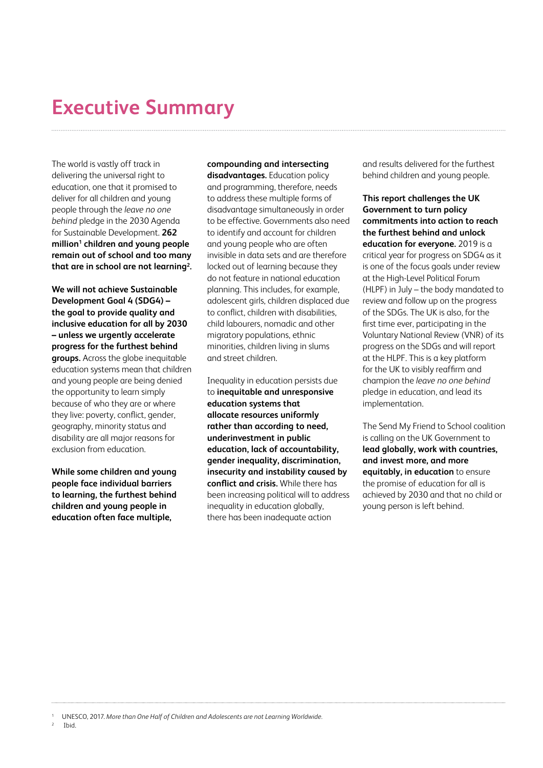# Executive Summary

The world is vastly off track in delivering the universal right to education, one that it promised to deliver for all children and young people through the *leave no one behind* pledge in the 2030 Agenda for Sustainable Development. **262 million[1] children and young people remain out of school and too many that are in school are not learning[2].**

**We will not achieve Sustainable Development Goal 4 (SDG4) – the goal to provide quality and inclusive education for all by 2030 – unless we urgently accelerate progress for the furthest behind groups.** Across the globe inequitable education systems mean that children and young people are being denied the opportunity to learn simply because of who they are or where they live: poverty, conflict, gender, geography, minority status and disability are all major reasons for exclusion from education.

**While some children and young people face individual barriers to learning, the furthest behind children and young people in education often face multiple, compounding and intersecting disadvantages.** Education policy and programming, therefore, needs to address these multiple forms of disadvantage simultaneously in order to be effective. Governments also need to identify and account for children and young people who are often invisible in data sets and are therefore locked out of learning because they do not feature in national education planning. This includes, for example, adolescent girls, children displaced due to conflict, children with disabilities, child labourers, nomadic and other migratory populations, ethnic minorities, children living in slums and street children.

Inequality in education persists due to **inequitable and unresponsive education systems that allocate resources uniformly rather than according to need, underinvestment in public education, lack of accountability, gender inequality, discrimination, insecurity and instability caused by conflict and crisis.** While there has been increasing political will to address inequality in education globally, there has been inadequate action and results delivered for the furthest behind children and young people.

**This report challenges the UK Government to turn policy commitments into action to reach the furthest behind and unlock education for everyone.** 2019 is a critical year for progress on SDG4 as it is one of the focus goals under review at the High-Level Political Forum (HLPF) in July – the body mandated to review and follow up on the progress of the SDGs. The UK is also, for the first time ever, participating in the Voluntary National Review (VNR) of its progress on the SDGs and will report at the HLPF. This is a key platform for the UK to visibly reaffirm and champion the *leave no one behind* pledge in education, and lead its implementation.

The Send My Friend to School coalition is calling on the UK Government to **lead globally, work with countries, and invest more, and more equitably, in education** to ensure the promise of education for all is achieved by 2030 and that no child or young person is left behind.

---

1 UNESCO, 2017. *More than One Half of Children and Adolescents are not Learning Worldwide.*

2 Ibid.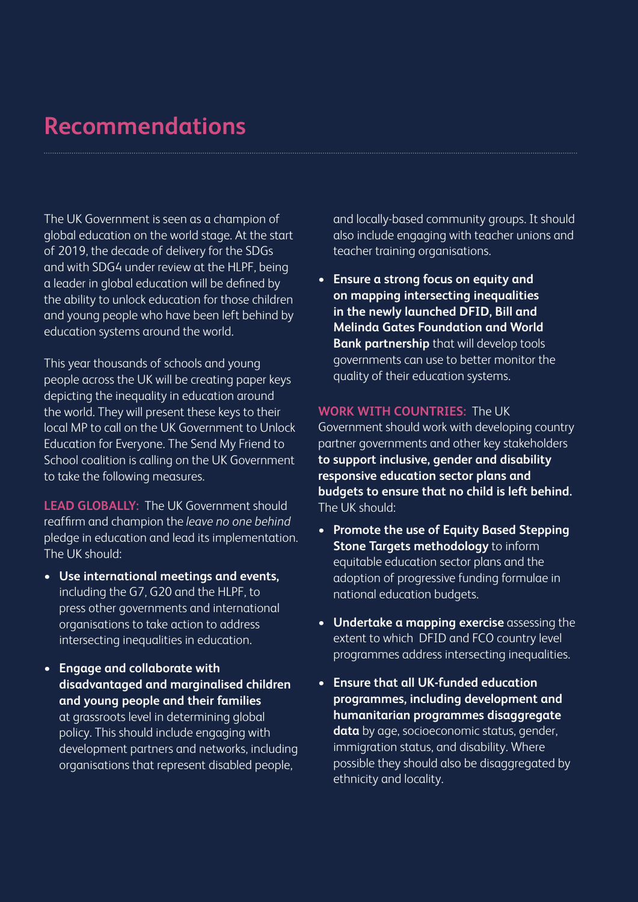## Recommendations

The UK Government is seen as a champion of global education on the world stage. At the start of 2019, the decade of delivery for the SDGs and with SDG4 under review at the HLPF, being a leader in global education will be defined by the ability to unlock education for those children and young people who have been left behind by education systems around the world.

This year thousands of schools and young people across the UK will be creating paper keys depicting the inequality in education around the world. They will present these keys to their local MP to call on the UK Government to Unlock Education for Everyone. The Send My Friend to School coalition is calling on the UK Government to take the following measures.

**LEAD GLOBALLY:** The UK Government should reaffirm and champion the *leave no one behind* pledge in education and lead its implementation. The UK should:

- **Use international meetings and events,** including the G7, G20 and the HLPF, to press other governments and international organisations to take action to address intersecting inequalities in education.
- **Engage and collaborate with disadvantaged and marginalised children and young people and their families** at grassroots level in determining global policy. This should include engaging with development partners and networks, including organisations that represent disabled people, and locally-based community groups. It should also include engaging with teacher unions and teacher training organisations.
- **Ensure a strong focus on equity and on mapping intersecting inequalities in the newly launched DFID, Bill and Melinda Gates Foundation and World Bank partnership** that will develop tools governments can use to better monitor the quality of their education systems.

**WORK WITH COUNTRIES:** The UK Government should work with developing country partner governments and other key stakeholders **to support inclusive, gender and disability responsive education sector plans and budgets to ensure that no child is left behind.** The UK should:

- **Promote the use of Equity Based Stepping Stone Targets methodology** to inform equitable education sector plans and the adoption of progressive funding formulae in national education budgets.
- **Undertake a mapping exercise** assessing the extent to which DFID and FCO country level programmes address intersecting inequalities.
- **Ensure that all UK-funded education programmes, including development and humanitarian programmes disaggregate data** by age, socioeconomic status, gender, immigration status, and disability. Where possible they should also be disaggregated by ethnicity and locality.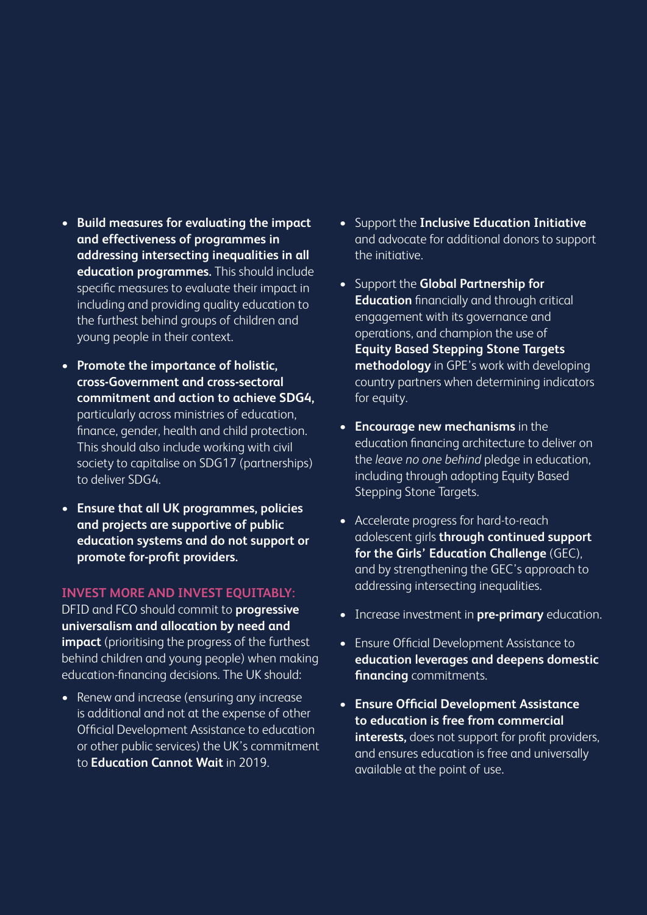- **Build measures for evaluating the impact and effectiveness of programmes in addressing intersecting inequalities in all education programmes.** This should include specific measures to evaluate their impact in including and providing quality education to the furthest behind groups of children and young people in their context.
- **Promote the importance of holistic, cross-Government and cross-sectoral commitment and action to achieve SDG4,** particularly across ministries of education, finance, gender, health and child protection. This should also include working with civil society to capitalise on SDG17 (partnerships) to deliver SDG4.
- **Ensure that all UK programmes, policies and projects are supportive of public education systems and do not support or promote for-profit providers.**

### INVEST MORE AND INVEST EQUITABLY:

DFID and FCO should commit to **progressive universalism and allocation by need and impact** (prioritising the progress of the furthest behind children and young people) when making education-financing decisions. The UK should:

- Renew and increase (ensuring any increase is additional and not at the expense of other Official Development Assistance to education or other public services) the UK's commitment to **Education Cannot Wait** in 2019.
- Support the **Inclusive Education Initiative** and advocate for additional donors to support the initiative.
- Support the **Global Partnership for Education** financially and through critical engagement with its governance and operations, and champion the use of **Equity Based Stepping Stone Targets methodology** in GPE's work with developing country partners when determining indicators for equity.
- **Encourage new mechanisms** in the education financing architecture to deliver on the *leave no one behind* pledge in education, including through adopting Equity Based Stepping Stone Targets.
- Accelerate progress for hard-to-reach adolescent girls **through continued support for the Girls' Education Challenge** (GEC), and by strengthening the GEC's approach to addressing intersecting inequalities.
- Increase investment in **pre-primary** education.
- Ensure Official Development Assistance to **education leverages and deepens domestic financing** commitments.
- **Ensure Official Development Assistance to education is free from commercial interests,** does not support for profit providers, and ensures education is free and universally available at the point of use.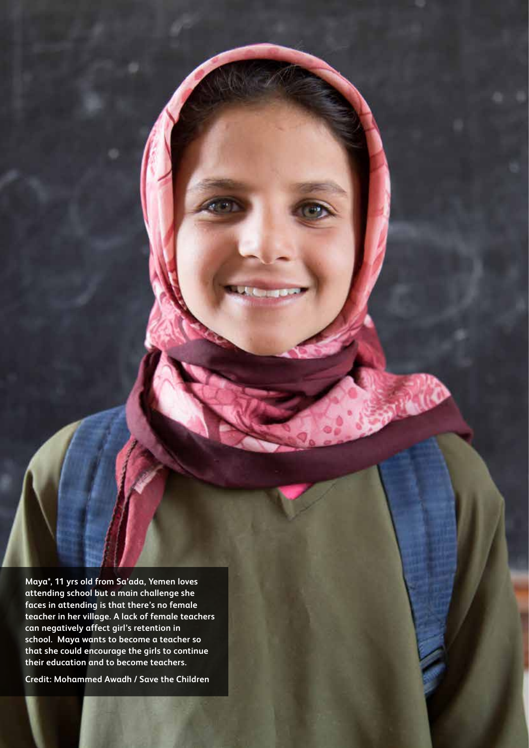Maya*, 11 yrs old from Sa'ada, Yemen loves attending school but a main challenge she faces in attending is that there's no female teacher in her village. A lack of female teachers can negatively affect girl's retention in school. Maya wants to become a teacher so that she could encourage the girls to continue their education and to become teachers.

Credit: Mohammed Awadh / Save the Children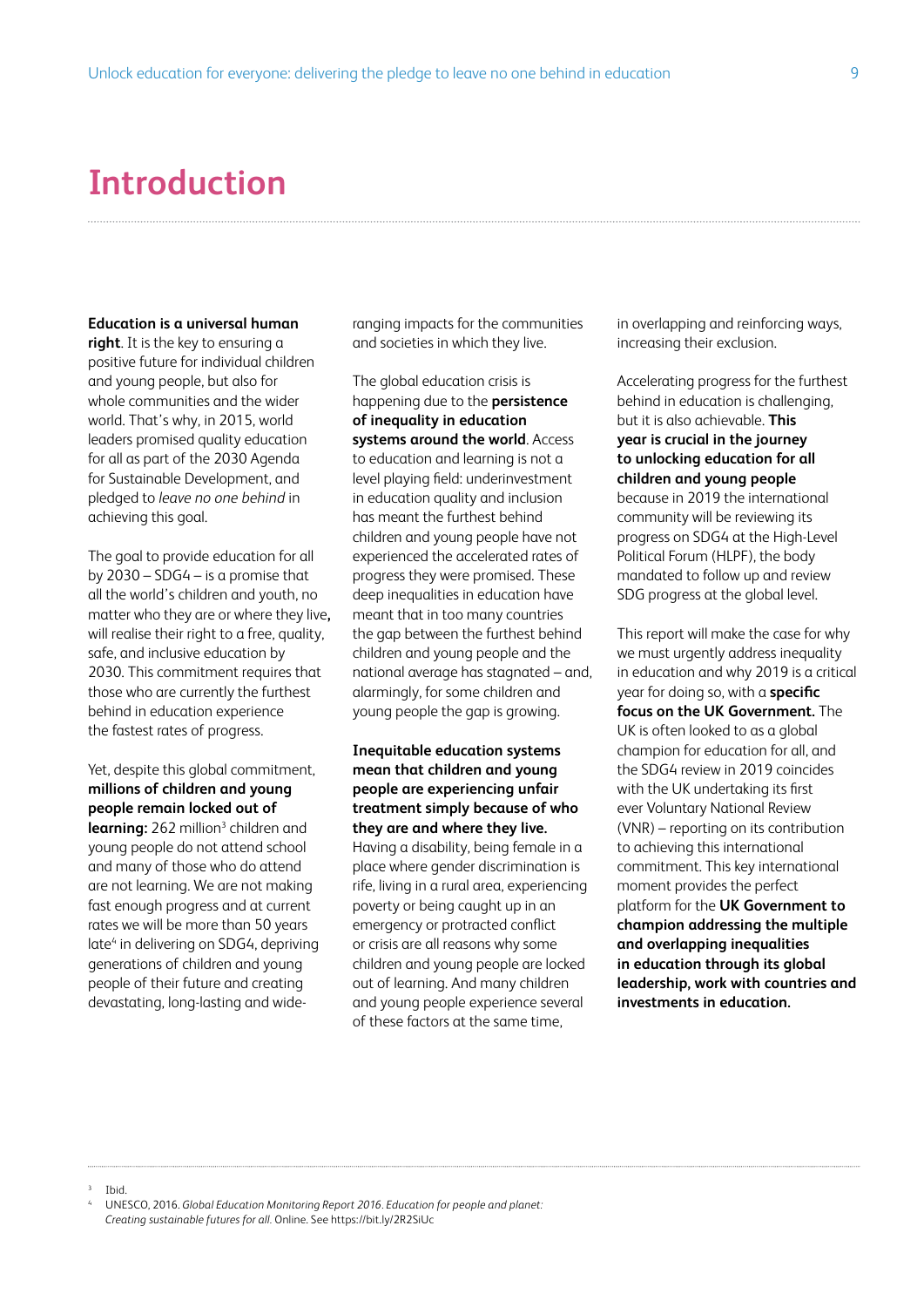# Introduction

**Education is a universal human right**. It is the key to ensuring a positive future for individual children and young people, but also for whole communities and the wider world. That's why, in 2015, world leaders promised quality education for all as part of the 2030 Agenda for Sustainable Development, and pledged to *leave no one behind* in achieving this goal.

The goal to provide education for all by 2030 – SDG4 – is a promise that all the world's children and youth, no matter who they are or where they live**,** will realise their right to a free, quality, safe, and inclusive education by 2030. This commitment requires that those who are currently the furthest behind in education experience the fastest rates of progress.

Yet, despite this global commitment, **millions of children and young people remain locked out of learning:** 262 million[3] children and young people do not attend school and many of those who do attend are not learning. We are not making fast enough progress and at current rates we will be more than 50 years late[4] in delivering on SDG4, depriving generations of children and young people of their future and creating devastating, long-lasting and wide-ranging impacts for the communities and societies in which they live.

The global education crisis is happening due to the **persistence of inequality in education systems around the world**. Access to education and learning is not a level playing field: underinvestment in education quality and inclusion has meant the furthest behind children and young people have not experienced the accelerated rates of progress they were promised. These deep inequalities in education have meant that in too many countries the gap between the furthest behind children and young people and the national average has stagnated – and, alarmingly, for some children and young people the gap is growing.

**Inequitable education systems mean that children and young people are experiencing unfair treatment simply because of who they are and where they live.** Having a disability, being female in a place where gender discrimination is rife, living in a rural area, experiencing poverty or being caught up in an emergency or protracted conflict or crisis are all reasons why some children and young people are locked out of learning. And many children and young people experience several of these factors at the same time, in overlapping and reinforcing ways, increasing their exclusion.

Accelerating progress for the furthest behind in education is challenging, but it is also achievable. **This year is crucial in the journey to unlocking education for all children and young people** because in 2019 the international community will be reviewing its progress on SDG4 at the High-Level Political Forum (HLPF), the body mandated to follow up and review SDG progress at the global level.

This report will make the case for why we must urgently address inequality in education and why 2019 is a critical year for doing so, with a **specific focus on the UK Government.** The UK is often looked to as a global champion for education for all, and the SDG4 review in 2019 coincides with the UK undertaking its first ever Voluntary National Review (VNR) – reporting on its contribution to achieving this international commitment. This key international moment provides the perfect platform for the **UK Government to champion addressing the multiple and overlapping inequalities in education through its global leadership, work with countries and investments in education.**

---

[3] Ibid.

[4] UNESCO, 2016. *Global Education Monitoring Report 2016. Education for people and planet: Creating sustainable futures for all.* Online. See https://bit.ly/2R2SiUc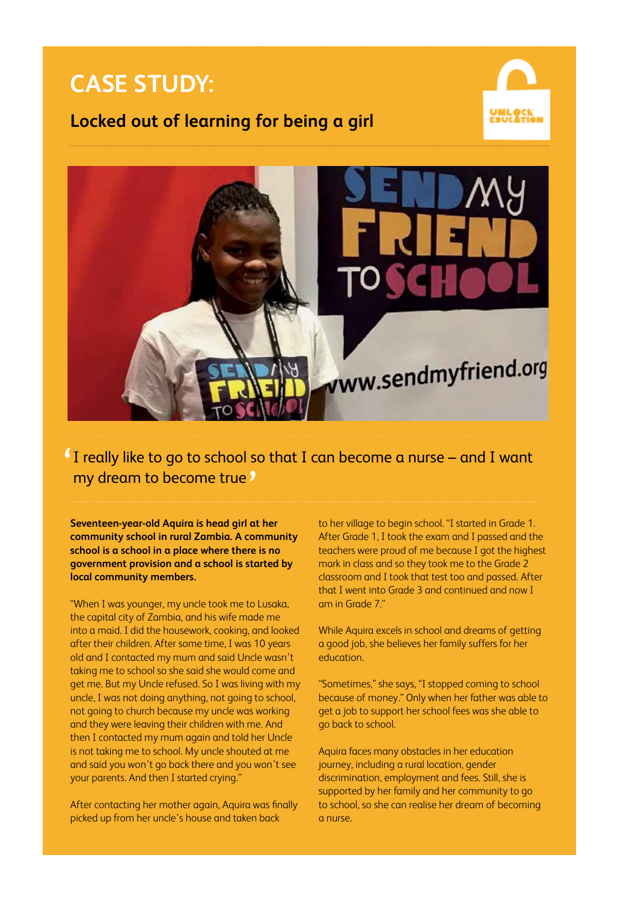# CASE STUDY:

## Locked out of learning for being a girl

> I really like to go to school so that I can become a nurse – and I want my dream to become true

**Seventeen-year-old Aquira is head girl at her community school in rural Zambia. A community school is a school in a place where there is no government provision and a school is started by local community members.**

"When I was younger, my uncle took me to Lusaka, the capital city of Zambia, and his wife made me into a maid. I did the housework, cooking, and looked after their children. After some time, I was 10 years old and I contacted my mum and said Uncle wasn't taking me to school so she said she would come and get me. But my Uncle refused. So I was living with my uncle, I was not doing anything, not going to school, not going to church because my uncle was working and they were leaving their children with me. And then I contacted my mum again and told her Uncle is not taking me to school. My uncle shouted at me and said you won't go back there and you won't see your parents. And then I started crying."

After contacting her mother again, Aquira was finally picked up from her uncle's house and taken back to her village to begin school. "I started in Grade 1. After Grade 1, I took the exam and I passed and the teachers were proud of me because I got the highest mark in class and so they took me to the Grade 2 classroom and I took that test too and passed. After that I went into Grade 3 and continued and now I am in Grade 7."

While Aquira excels in school and dreams of getting a good job, she believes her family suffers for her education.

"Sometimes," she says, "I stopped coming to school because of money." Only when her father was able to get a job to support her school fees was she able to go back to school.

Aquira faces many obstacles in her education journey, including a rural location, gender discrimination, employment and fees. Still, she is supported by her family and her community to go to school, so she can realise her dream of becoming a nurse.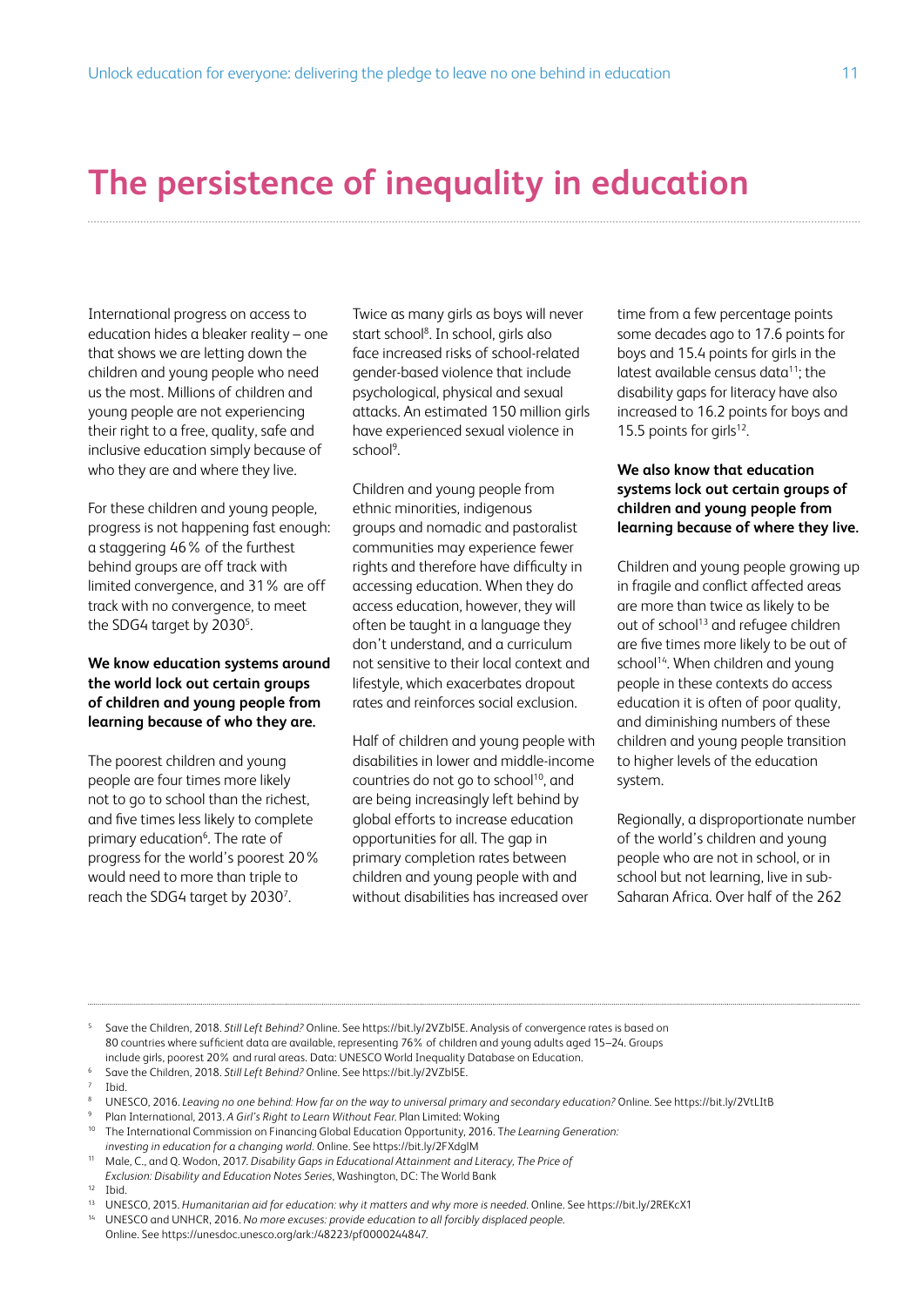# The persistence of inequality in education

International progress on access to education hides a bleaker reality – one that shows we are letting down the children and young people who need us the most. Millions of children and young people are not experiencing their right to a free, quality, safe and inclusive education simply because of who they are and where they live.

For these children and young people, progress is not happening fast enough: a staggering 46% of the furthest behind groups are off track with limited convergence, and 31% are off track with no convergence, to meet the SDG4 target by 2030[5].

**We know education systems around the world lock out certain groups of children and young people from learning because of who they are.**

The poorest children and young people are four times more likely not to go to school than the richest, and five times less likely to complete primary education[6]. The rate of progress for the world's poorest 20% would need to more than triple to reach the SDG4 target by 2030[7].

Twice as many girls as boys will never start school[8]. In school, girls also face increased risks of school-related gender-based violence that include psychological, physical and sexual attacks. An estimated 150 million girls have experienced sexual violence in school[9].

Children and young people from ethnic minorities, indigenous groups and nomadic and pastoralist communities may experience fewer rights and therefore have difficulty in accessing education. When they do access education, however, they will often be taught in a language they don't understand, and a curriculum not sensitive to their local context and lifestyle, which exacerbates dropout rates and reinforces social exclusion.

Half of children and young people with disabilities in lower and middle-income countries do not go to school[10], and are being increasingly left behind by global efforts to increase education opportunities for all. The gap in primary completion rates between children and young people with and without disabilities has increased over time from a few percentage points some decades ago to 17.6 points for boys and 15.4 points for girls in the latest available census data[11]; the disability gaps for literacy have also increased to 16.2 points for boys and 15.5 points for girls[12].

**We also know that education systems lock out certain groups of children and young people from learning because of where they live.**

Children and young people growing up in fragile and conflict affected areas are more than twice as likely to be out of school[13] and refugee children are five times more likely to be out of school[14]. When children and young people in these contexts do access education it is often of poor quality, and diminishing numbers of these children and young people transition to higher levels of the education system.

Regionally, a disproportionate number of the world's children and young people who are not in school, or in school but not learning, live in sub-Saharan Africa. Over half of the 262

---

5 Save the Children, 2018. *Still Left Behind?* Online. See https://bit.ly/2VZbI5E. Analysis of convergence rates is based on 80 countries where sufficient data are available, representing 76% of children and young adults aged 15–24. Groups include girls, poorest 20% and rural areas. Data: UNESCO World Inequality Database on Education.

6 Save the Children, 2018. *Still Left Behind?* Online. See https://bit.ly/2VZbI5E.

7 Ibid.

8 UNESCO, 2016. *Leaving no one behind: How far on the way to universal primary and secondary education?* Online. See https://bit.ly/2VtLItB

9 Plan International, 2013. *A Girl's Right to Learn Without Fear.* Plan Limited: Woking

10 The International Commission on Financing Global Education Opportunity, 2016. *The Learning Generation: investing in education for a changing world.* Online. See https://bit.ly/2FXdgIM

11 Male, C., and Q. Wodon, 2017. *Disability Gaps in Educational Attainment and Literacy, The Price of Exclusion: Disability and Education Notes Series*, Washington, DC: The World Bank

12 Ibid.

13 UNESCO, 2015. *Humanitarian aid for education: why it matters and why more is needed.* Online. See https://bit.ly/2REKcX1

14 UNESCO and UNHCR, 2016. *No more excuses: provide education to all forcibly displaced people.* Online. See https://unesdoc.unesco.org/ark:/48223/pf0000244847.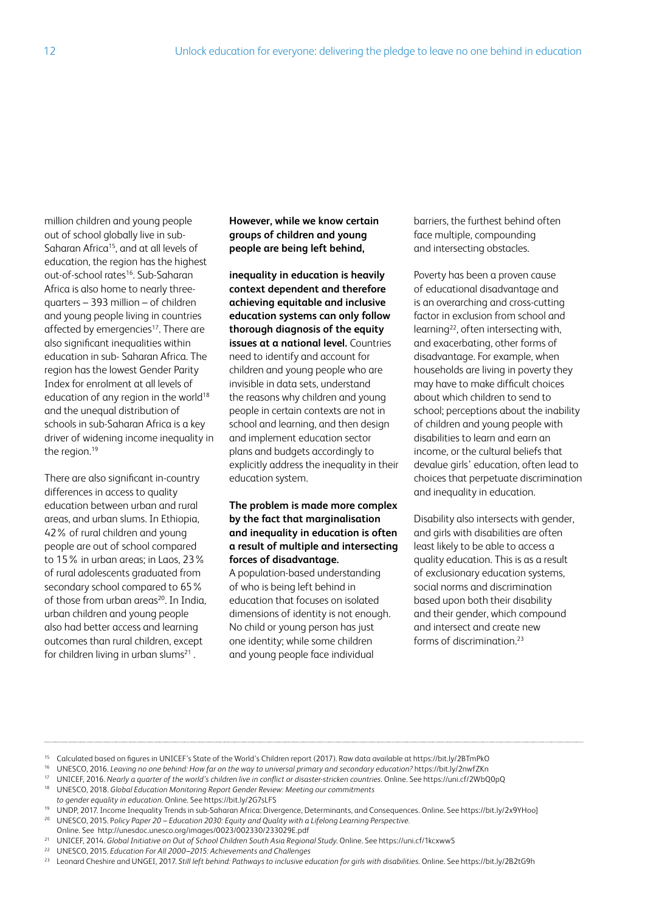million children and young people out of school globally live in sub-Saharan Africa[15], and at all levels of education, the region has the highest out-of-school rates[16]. Sub-Saharan Africa is also home to nearly three-quarters – 393 million – of children and young people living in countries affected by emergencies[17]. There are also significant inequalities within education in sub- Saharan Africa. The region has the lowest Gender Parity Index for enrolment at all levels of education of any region in the world[18] and the unequal distribution of schools in sub-Saharan Africa is a key driver of widening income inequality in the region.[19]

There are also significant in-country differences in access to quality education between urban and rural areas, and urban slums. In Ethiopia, 42 % of rural children and young people are out of school compared to 15 % in urban areas; in Laos, 23 % of rural adolescents graduated from secondary school compared to 65 % of those from urban areas[20]. In India, urban children and young people also had better access and learning outcomes than rural children, except for children living in urban slums[21].

**However, while we know certain groups of children and young people are being left behind,**

**inequality in education is heavily context dependent and therefore achieving equitable and inclusive education systems can only follow thorough diagnosis of the equity issues at a national level.** Countries need to identify and account for children and young people who are invisible in data sets, understand the reasons why children and young people in certain contexts are not in school and learning, and then design and implement education sector plans and budgets accordingly to explicitly address the inequality in their education system.

**The problem is made more complex by the fact that marginalisation and inequality in education is often a result of multiple and intersecting forces of disadvantage.** A population-based understanding of who is being left behind in education that focuses on isolated dimensions of identity is not enough. No child or young person has just one identity; while some children and young people face individual barriers, the furthest behind often face multiple, compounding and intersecting obstacles.

Poverty has been a proven cause of educational disadvantage and is an overarching and cross-cutting factor in exclusion from school and learning[22], often intersecting with, and exacerbating, other forms of disadvantage. For example, when households are living in poverty they may have to make difficult choices about which children to send to school; perceptions about the inability of children and young people with disabilities to learn and earn an income, or the cultural beliefs that devalue girls' education, often lead to choices that perpetuate discrimination and inequality in education.

Disability also intersects with gender, and girls with disabilities are often least likely to be able to access a quality education. This is as a result of exclusionary education systems, social norms and discrimination based upon both their disability and their gender, which compound and intersect and create new forms of discrimination.[23]

---

[15] Calculated based on figures in UNICEF's State of the World's Children report (2017). Raw data available at https://bit.ly/2BTmPkO

[16] UNESCO, 2016. *Leaving no one behind: How far on the way to universal primary and secondary education?* https://bit.ly/2nwfZKn

[17] UNICEF, 2016. *Nearly a quarter of the world's children live in conflict or disaster-stricken countries.* Online. See https://uni.cf/2WbQ0pQ

[18] UNESCO, 2018. *Global Education Monitoring Report Gender Review: Meeting our commitments to gender equality in education.* Online. See https://bit.ly/2G7sLFS

[19] UNDP, 2017. Income Inequality Trends in sub-Saharan Africa: Divergence, Determinants, and Consequences. Online. See https://bit.ly/2x9YHoo]

[20] UNESCO, 2015. P*olicy Paper 20 – Education 2030: Equity and Quality with a Lifelong Learning Perspective.* Online. See http://unesdoc.unesco.org/images/0023/002330/233029E.pdf

[21] UNICEF, 2014. *Global Initiative on Out of School Children South Asia Regional Study.* Online. See https://uni.cf/1kcxwwS

[22] UNESCO, 2015. *Education For All 2000–2015: Achievements and Challenges*

[23] Leonard Cheshire and UNGEI, 2017. *Still left behind: Pathways to inclusive education for girls with disabilities.* Online. See https://bit.ly/2B2tG9h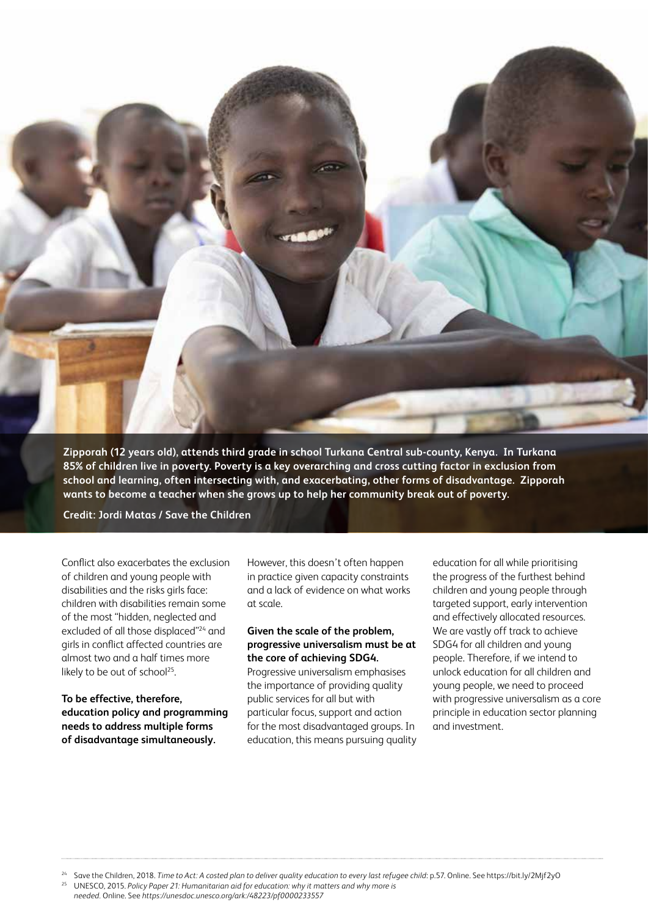**Zipporah (12 years old), attends third grade in school Turkana Central sub-county, Kenya. In Turkana 85% of children live in poverty. Poverty is a key overarching and cross cutting factor in exclusion from school and learning, often intersecting with, and exacerbating, other forms of disadvantage. Zipporah wants to become a teacher when she grows up to help her community break out of poverty.**

**Credit: Jordi Matas / Save the Children**

Conflict also exacerbates the exclusion of children and young people with disabilities and the risks girls face: children with disabilities remain some of the most "hidden, neglected and excluded of all those displaced"[24] and girls in conflict affected countries are almost two and a half times more likely to be out of school[25].

**To be effective, therefore, education policy and programming needs to address multiple forms of disadvantage simultaneously.**

However, this doesn't often happen in practice given capacity constraints and a lack of evidence on what works at scale.

**Given the scale of the problem, progressive universalism must be at the core of achieving SDG4.**

Progressive universalism emphasises the importance of providing quality public services for all but with particular focus, support and action for the most disadvantaged groups. In education, this means pursuing quality education for all while prioritising the progress of the furthest behind children and young people through targeted support, early intervention and effectively allocated resources. We are vastly off track to achieve SDG4 for all children and young people. Therefore, if we intend to unlock education for all children and young people, we need to proceed with progressive universalism as a core principle in education sector planning and investment.

---

[24] Save the Children, 2018. *Time to Act: A costed plan to deliver quality education to every last refugee child*: p.57. Online. See https://bit.ly/2Mjf2yO

[25] UNESCO, 2015. *Policy Paper 21: Humanitarian aid for education: why it matters and why more is needed*. Online. See *https://unesdoc.unesco.org/ark:/48223/pf0000233557*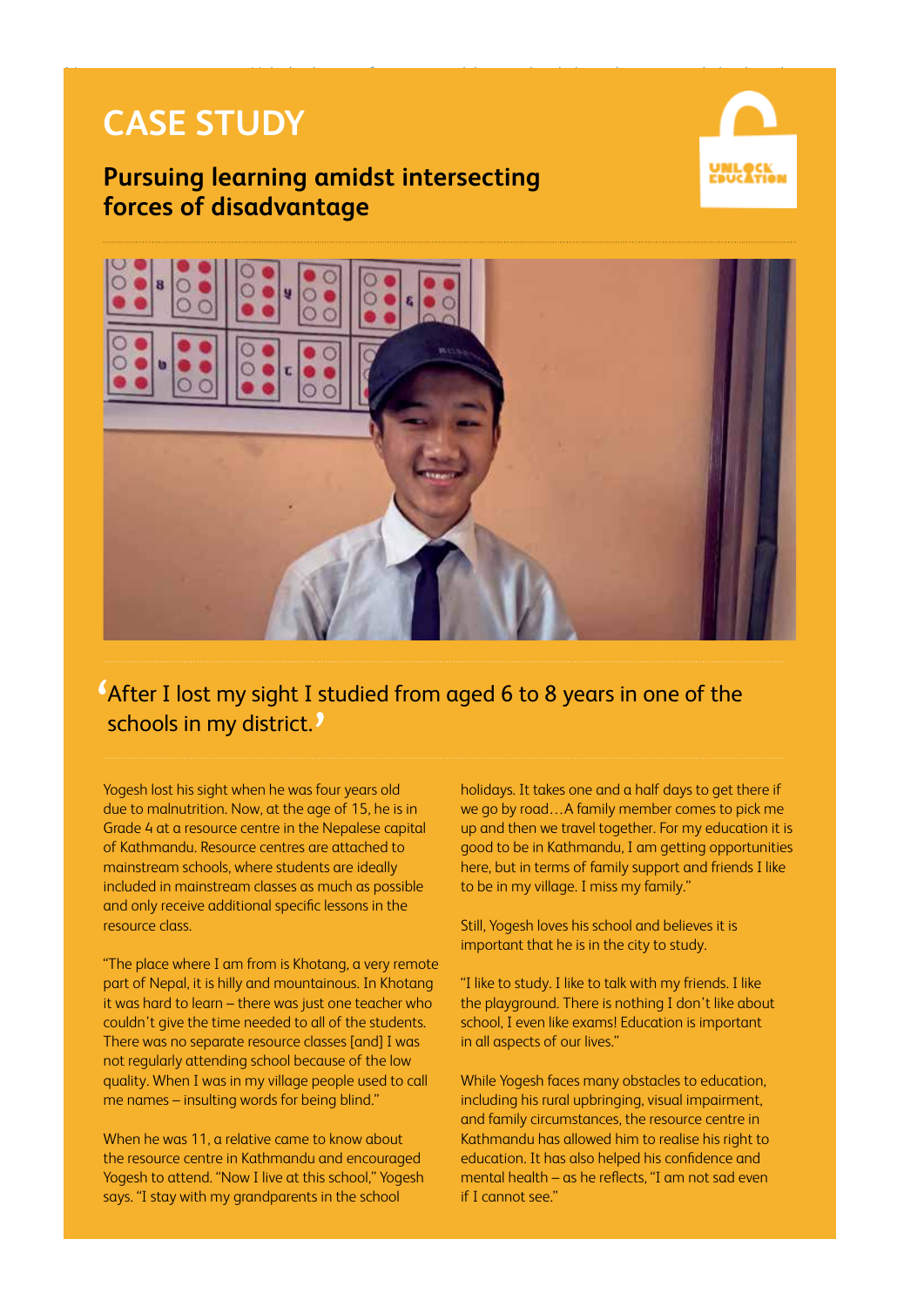# CASE STUDY

## Pursuing learning amidst intersecting forces of disadvantage

'After I lost my sight I studied from aged 6 to 8 years in one of the schools in my district.'

Yogesh lost his sight when he was four years old due to malnutrition. Now, at the age of 15, he is in Grade 4 at a resource centre in the Nepalese capital of Kathmandu. Resource centres are attached to mainstream schools, where students are ideally included in mainstream classes as much as possible and only receive additional specific lessons in the resource class.

"The place where I am from is Khotang, a very remote part of Nepal, it is hilly and mountainous. In Khotang it was hard to learn – there was just one teacher who couldn't give the time needed to all of the students. There was no separate resource classes [and] I was not regularly attending school because of the low quality. When I was in my village people used to call me names – insulting words for being blind."

When he was 11, a relative came to know about the resource centre in Kathmandu and encouraged Yogesh to attend. "Now I live at this school," Yogesh says. "I stay with my grandparents in the school holidays. It takes one and a half days to get there if we go by road…A family member comes to pick me up and then we travel together. For my education it is good to be in Kathmandu, I am getting opportunities here, but in terms of family support and friends I like to be in my village. I miss my family."

Still, Yogesh loves his school and believes it is important that he is in the city to study.

"I like to study. I like to talk with my friends. I like the playground. There is nothing I don't like about school, I even like exams! Education is important in all aspects of our lives."

While Yogesh faces many obstacles to education, including his rural upbringing, visual impairment, and family circumstances, the resource centre in Kathmandu has allowed him to realise his right to education. It has also helped his confidence and mental health – as he reflects, "I am not sad even if I cannot see."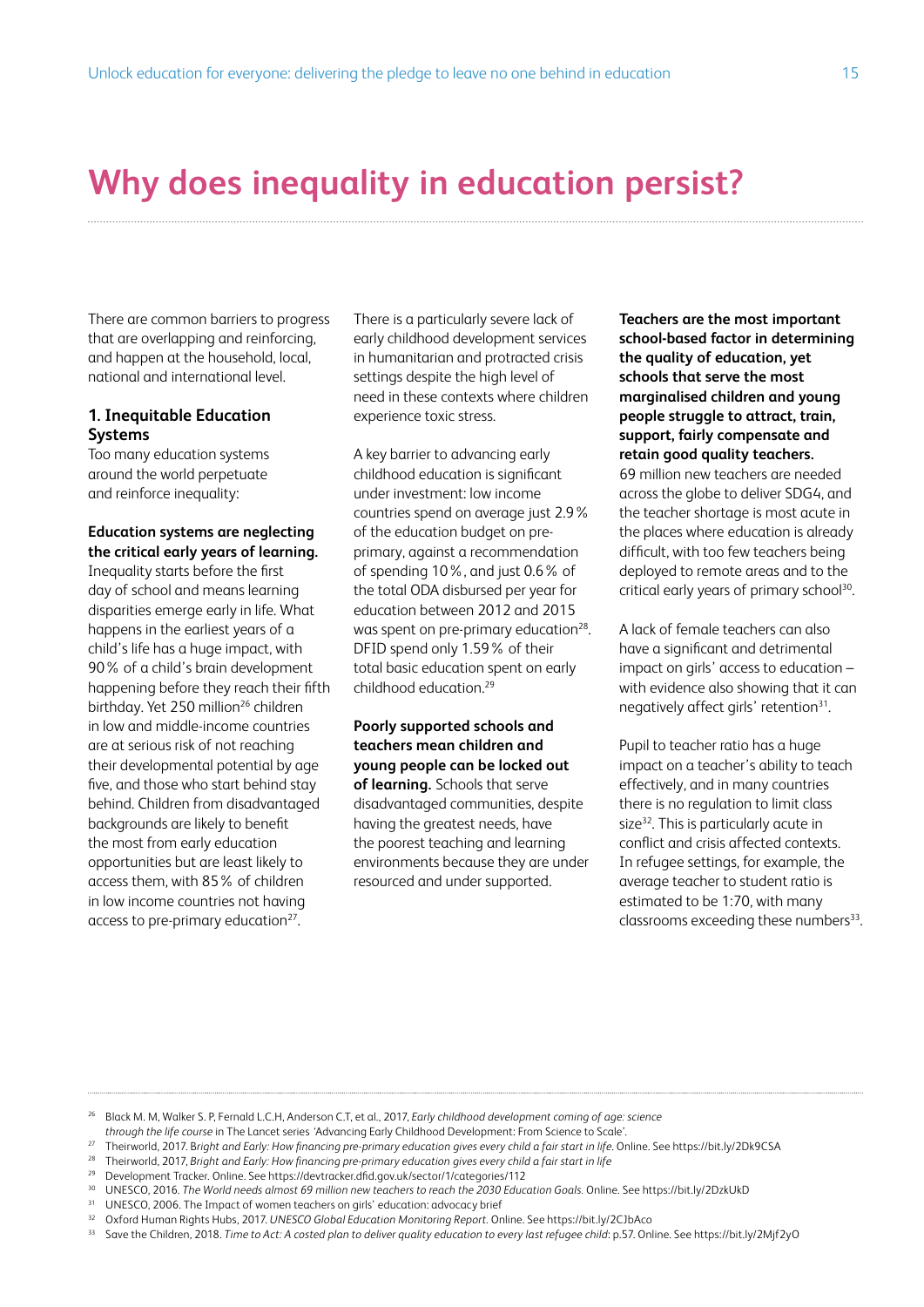# Why does inequality in education persist?

There are common barriers to progress that are overlapping and reinforcing, and happen at the household, local, national and international level.

### 1. Inequitable Education Systems

Too many education systems around the world perpetuate and reinforce inequality:

**Education systems are neglecting the critical early years of learning.** Inequality starts before the first day of school and means learning disparities emerge early in life. What happens in the earliest years of a child's life has a huge impact, with 90% of a child's brain development happening before they reach their fifth birthday. Yet 250 million[26] children in low and middle-income countries are at serious risk of not reaching their developmental potential by age five, and those who start behind stay behind. Children from disadvantaged backgrounds are likely to benefit the most from early education opportunities but are least likely to access them, with 85% of children in low income countries not having access to pre-primary education[27].

There is a particularly severe lack of early childhood development services in humanitarian and protracted crisis settings despite the high level of need in these contexts where children experience toxic stress.

A key barrier to advancing early childhood education is significant under investment: low income countries spend on average just 2.9% of the education budget on pre-primary, against a recommendation of spending 10%, and just 0.6% of the total ODA disbursed per year for education between 2012 and 2015 was spent on pre-primary education[28]. DFID spend only 1.59% of their total basic education spent on early childhood education.[29]

**Poorly supported schools and teachers mean children and young people can be locked out of learning.** Schools that serve disadvantaged communities, despite having the greatest needs, have the poorest teaching and learning environments because they are under resourced and under supported.

**Teachers are the most important school-based factor in determining the quality of education, yet schools that serve the most marginalised children and young people struggle to attract, train, support, fairly compensate and retain good quality teachers.** 69 million new teachers are needed across the globe to deliver SDG4, and the teacher shortage is most acute in the places where education is already difficult, with too few teachers being deployed to remote areas and to the critical early years of primary school[30].

A lack of female teachers can also have a significant and detrimental impact on girls' access to education – with evidence also showing that it can negatively affect girls' retention[31].

Pupil to teacher ratio has a huge impact on a teacher's ability to teach effectively, and in many countries there is no regulation to limit class size[32]. This is particularly acute in conflict and crisis affected contexts. In refugee settings, for example, the average teacher to student ratio is estimated to be 1:70, with many classrooms exceeding these numbers[33].

---

[26] Black M. M, Walker S. P, Fernald L.C.H, Anderson C.T, et al., 2017, *Early childhood development coming of age: science through the life course* in The Lancet series 'Advancing Early Childhood Development: From Science to Scale'.

[27] Theirworld, 2017. *Bright and Early: How financing pre-primary education gives every child a fair start in life*. Online. See https://bit.ly/2Dk9CSA

[28] Theirworld, 2017, *Bright and Early: How financing pre-primary education gives every child a fair start in life*

[29] Development Tracker. Online. See https://devtracker.dfid.gov.uk/sector/1/categories/112

[30] UNESCO, 2016. *The World needs almost 69 million new teachers to reach the 2030 Education Goals*. Online. See https://bit.ly/2DzkUkD

[31] UNESCO, 2006. The Impact of women teachers on girls' education: advocacy brief

[32] Oxford Human Rights Hubs, 2017. *UNESCO Global Education Monitoring Report*. Online. See https://bit.ly/2CJbAco

[33] Save the Children, 2018. *Time to Act: A costed plan to deliver quality education to every last refugee child*: p.57. Online. See https://bit.ly/2Mjf2yO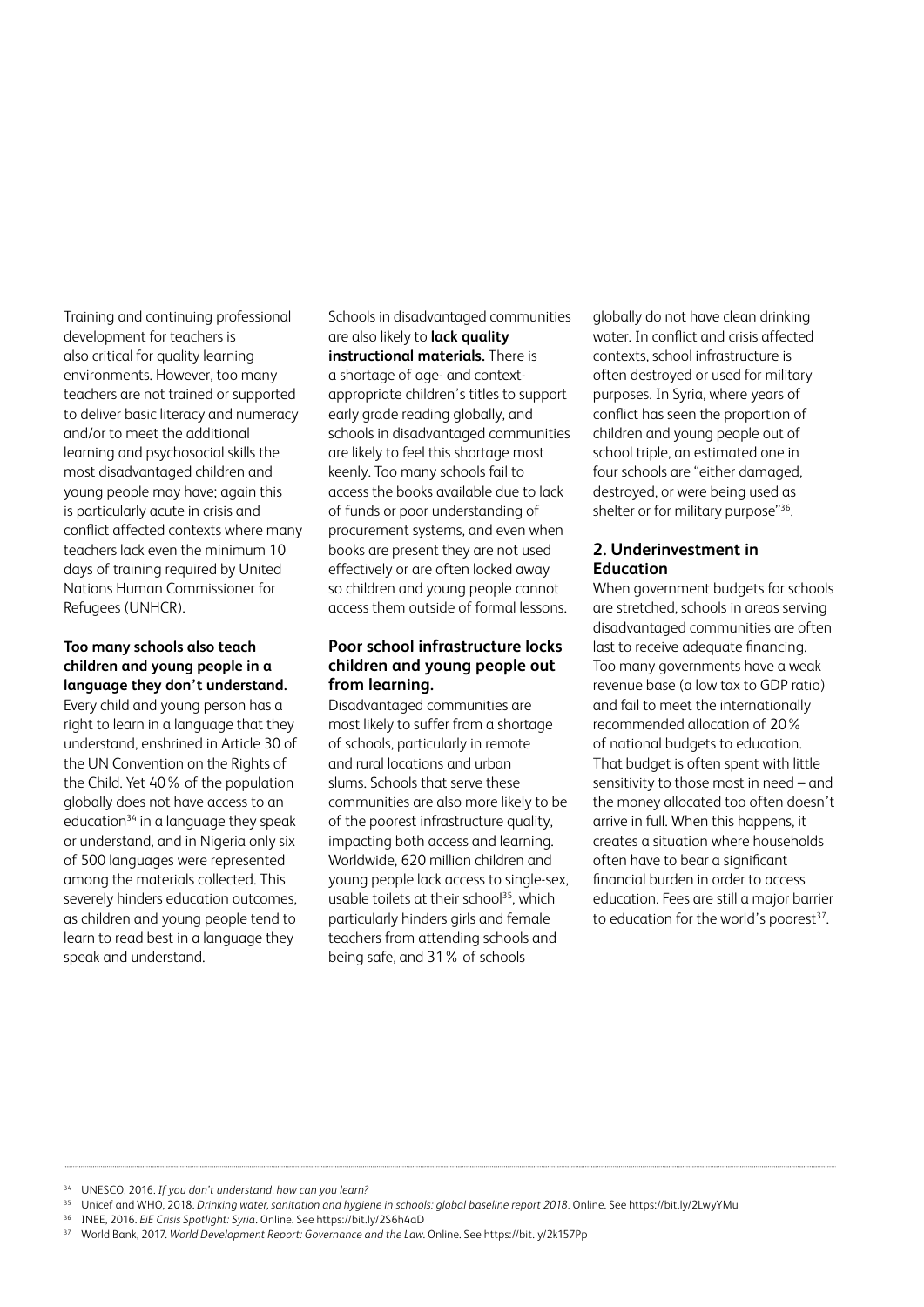Training and continuing professional development for teachers is also critical for quality learning environments. However, too many teachers are not trained or supported to deliver basic literacy and numeracy and/or to meet the additional learning and psychosocial skills the most disadvantaged children and young people may have; again this is particularly acute in crisis and conflict affected contexts where many teachers lack even the minimum 10 days of training required by United Nations Human Commissioner for Refugees (UNHCR).

**Too many schools also teach children and young people in a language they don't understand.** Every child and young person has a right to learn in a language that they understand, enshrined in Article 30 of the UN Convention on the Rights of the Child. Yet 40% of the population globally does not have access to an education[34] in a language they speak or understand, and in Nigeria only six of 500 languages were represented among the materials collected. This severely hinders education outcomes, as children and young people tend to learn to read best in a language they speak and understand.

Schools in disadvantaged communities are also likely to **lack quality instructional materials.** There is a shortage of age- and context-appropriate children's titles to support early grade reading globally, and schools in disadvantaged communities are likely to feel this shortage most keenly. Too many schools fail to access the books available due to lack of funds or poor understanding of procurement systems, and even when books are present they are not used effectively or are often locked away so children and young people cannot access them outside of formal lessons.

### Poor school infrastructure locks children and young people out from learning.

Disadvantaged communities are most likely to suffer from a shortage of schools, particularly in remote and rural locations and urban slums. Schools that serve these communities are also more likely to be of the poorest infrastructure quality, impacting both access and learning. Worldwide, 620 million children and young people lack access to single-sex, usable toilets at their school[35], which particularly hinders girls and female teachers from attending schools and being safe, and 31% of schools globally do not have clean drinking water. In conflict and crisis affected contexts, school infrastructure is often destroyed or used for military purposes. In Syria, where years of conflict has seen the proportion of children and young people out of school triple, an estimated one in four schools are "either damaged, destroyed, or were being used as shelter or for military purpose"[36].

## 2. Underinvestment in Education

When government budgets for schools are stretched, schools in areas serving disadvantaged communities are often last to receive adequate financing. Too many governments have a weak revenue base (a low tax to GDP ratio) and fail to meet the internationally recommended allocation of 20% of national budgets to education. That budget is often spent with little sensitivity to those most in need – and the money allocated too often doesn't arrive in full. When this happens, it creates a situation where households often have to bear a significant financial burden in order to access education. Fees are still a major barrier to education for the world's poorest[37].

---

[34] UNESCO, 2016. *If you don't understand, how can you learn?*

[35] Unicef and WHO, 2018. *Drinking water, sanitation and hygiene in schools: global baseline report 2018*. Online. See https://bit.ly/2LwyYMu

[36] INEE, 2016. *EiE Crisis Spotlight: Syria*. Online. See https://bit.ly/2S6h4aD

[37] World Bank, 2017. *World Development Report: Governance and the Law*. Online. See https://bit.ly/2k157Pp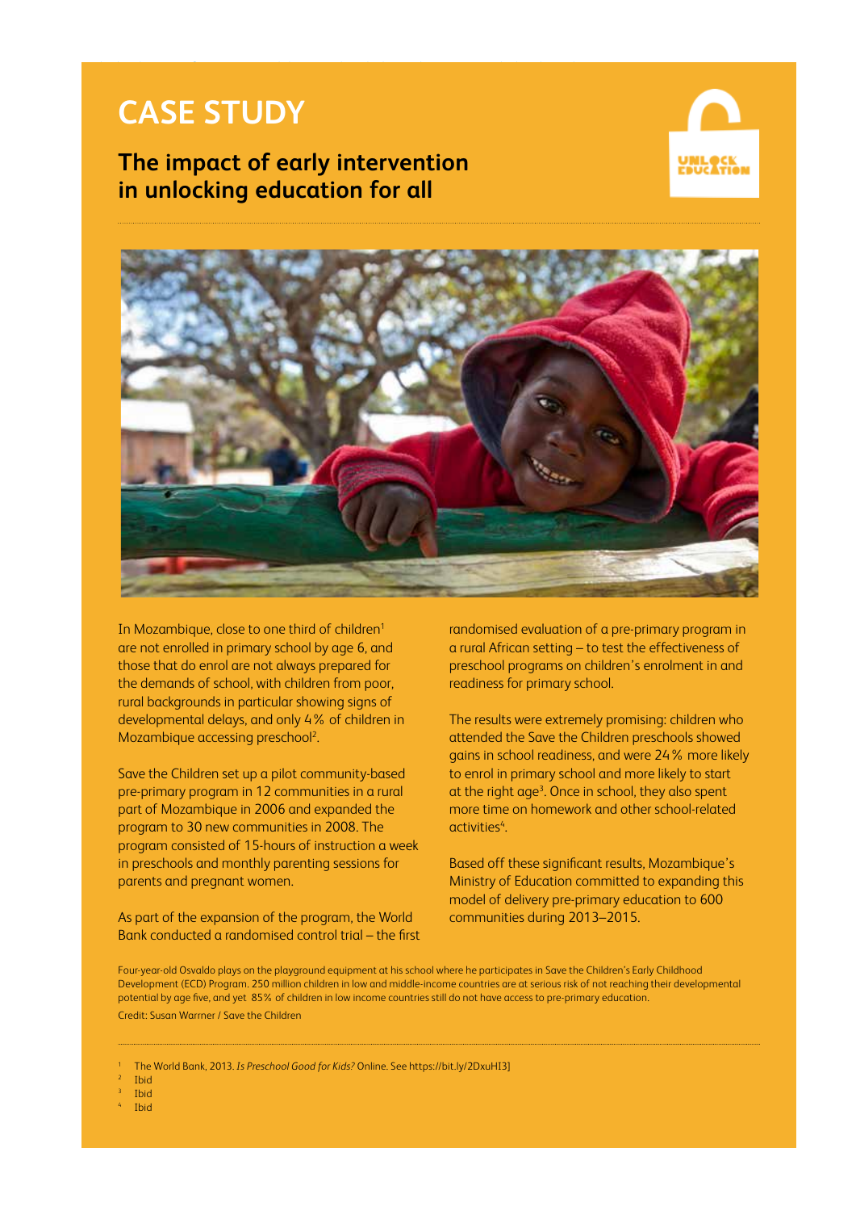# CASE STUDY

## The impact of early intervention in unlocking education for all

In Mozambique, close to one third of children[1] are not enrolled in primary school by age 6, and those that do enrol are not always prepared for the demands of school, with children from poor, rural backgrounds in particular showing signs of developmental delays, and only 4% of children in Mozambique accessing preschool[2].

Save the Children set up a pilot community-based pre-primary program in 12 communities in a rural part of Mozambique in 2006 and expanded the program to 30 new communities in 2008. The program consisted of 15-hours of instruction a week in preschools and monthly parenting sessions for parents and pregnant women.

As part of the expansion of the program, the World Bank conducted a randomised control trial – the first randomised evaluation of a pre-primary program in a rural African setting – to test the effectiveness of preschool programs on children's enrolment in and readiness for primary school.

The results were extremely promising: children who attended the Save the Children preschools showed gains in school readiness, and were 24% more likely to enrol in primary school and more likely to start at the right age[3]. Once in school, they also spent more time on homework and other school-related activities[4].

Based off these significant results, Mozambique's Ministry of Education committed to expanding this model of delivery pre-primary education to 600 communities during 2013–2015.

Four-year-old Osvaldo plays on the playground equipment at his school where he participates in Save the Children's Early Childhood Development (ECD) Program. 250 million children in low and middle-income countries are at serious risk of not reaching their developmental potential by age five, and yet 85% of children in low income countries still do not have access to pre-primary education.
Credit: Susan Warrner / Save the Children

---

[1] The World Bank, 2013. *Is Preschool Good for Kids?* Online. See https://bit.ly/2DxuHI3]
[2] Ibid
[3] Ibid
[4] Ibid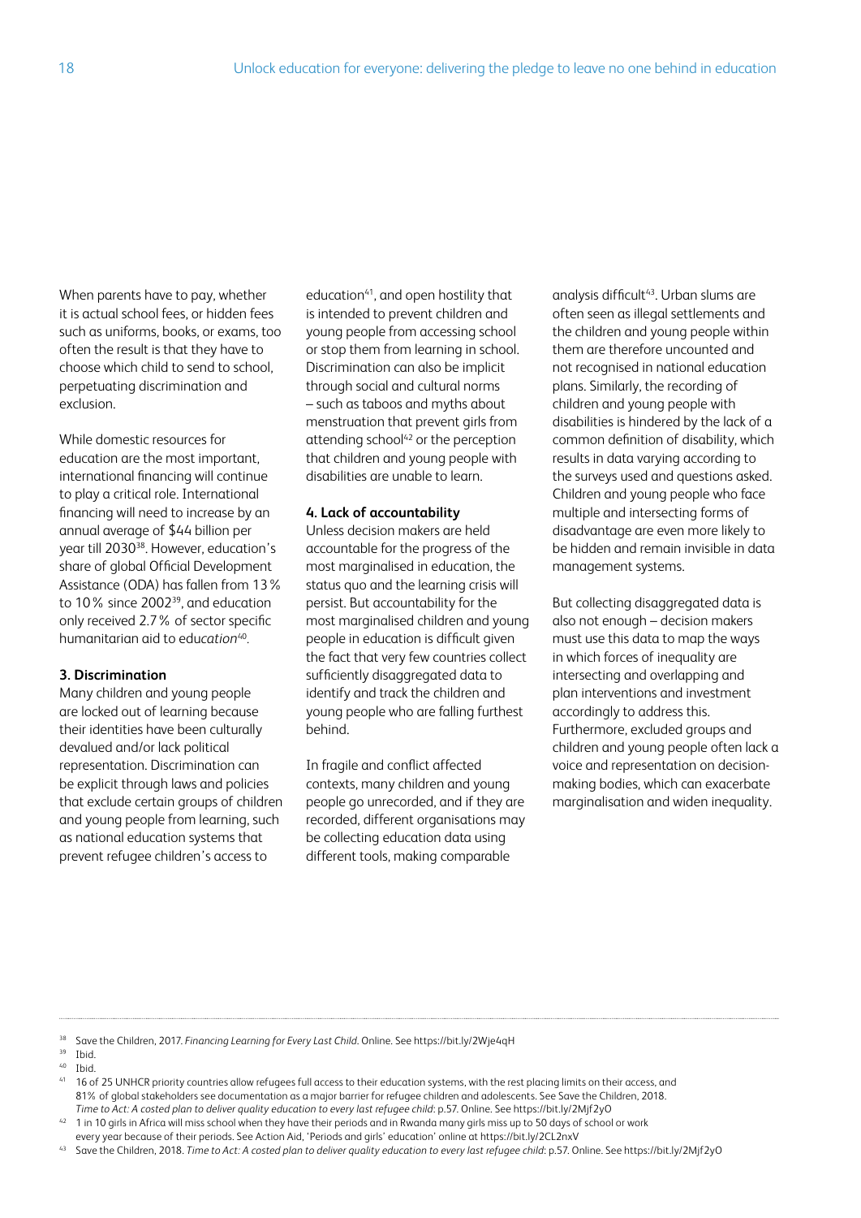When parents have to pay, whether it is actual school fees, or hidden fees such as uniforms, books, or exams, too often the result is that they have to choose which child to send to school, perpetuating discrimination and exclusion.

While domestic resources for education are the most important, international financing will continue to play a critical role. International financing will need to increase by an annual average of $44 billion per year till 2030[38]. However, education's share of global Official Development Assistance (ODA) has fallen from 13% to 10% since 2002[39], and education only received 2.7% of sector specific humanitarian aid to education[40].

**3. Discrimination**

Many children and young people are locked out of learning because their identities have been culturally devalued and/or lack political representation. Discrimination can be explicit through laws and policies that exclude certain groups of children and young people from learning, such as national education systems that prevent refugee children's access to education[41], and open hostility that is intended to prevent children and young people from accessing school or stop them from learning in school. Discrimination can also be implicit through social and cultural norms – such as taboos and myths about menstruation that prevent girls from attending school[42] or the perception that children and young people with disabilities are unable to learn.

**4. Lack of accountability**

Unless decision makers are held accountable for the progress of the most marginalised in education, the status quo and the learning crisis will persist. But accountability for the most marginalised children and young people in education is difficult given the fact that very few countries collect sufficiently disaggregated data to identify and track the children and young people who are falling furthest behind.

In fragile and conflict affected contexts, many children and young people go unrecorded, and if they are recorded, different organisations may be collecting education data using different tools, making comparable analysis difficult[43]. Urban slums are often seen as illegal settlements and the children and young people within them are therefore uncounted and not recognised in national education plans. Similarly, the recording of children and young people with disabilities is hindered by the lack of a common definition of disability, which results in data varying according to the surveys used and questions asked. Children and young people who face multiple and intersecting forms of disadvantage are even more likely to be hidden and remain invisible in data management systems.

But collecting disaggregated data is also not enough – decision makers must use this data to map the ways in which forces of inequality are intersecting and overlapping and plan interventions and investment accordingly to address this. Furthermore, excluded groups and children and young people often lack a voice and representation on decision-making bodies, which can exacerbate marginalisation and widen inequality.

---

[38] Save the Children, 2017. *Financing Learning for Every Last Child*. Online. See https://bit.ly/2Wje4qH

[39] Ibid.

[40] Ibid.

[41] 16 of 25 UNHCR priority countries allow refugees full access to their education systems, with the rest placing limits on their access, and 81% of global stakeholders see documentation as a major barrier for refugee children and adolescents. See Save the Children, 2018. *Time to Act: A costed plan to deliver quality education to every last refugee child*: p.57. Online. See https://bit.ly/2Mjf2yO

[42] 1 in 10 girls in Africa will miss school when they have their periods and in Rwanda many girls miss up to 50 days of school or work every year because of their periods. See Action Aid, 'Periods and girls' education' online at https://bit.ly/2CL2nxV

[43] Save the Children, 2018. *Time to Act: A costed plan to deliver quality education to every last refugee child*: p.57. Online. See https://bit.ly/2Mjf2yO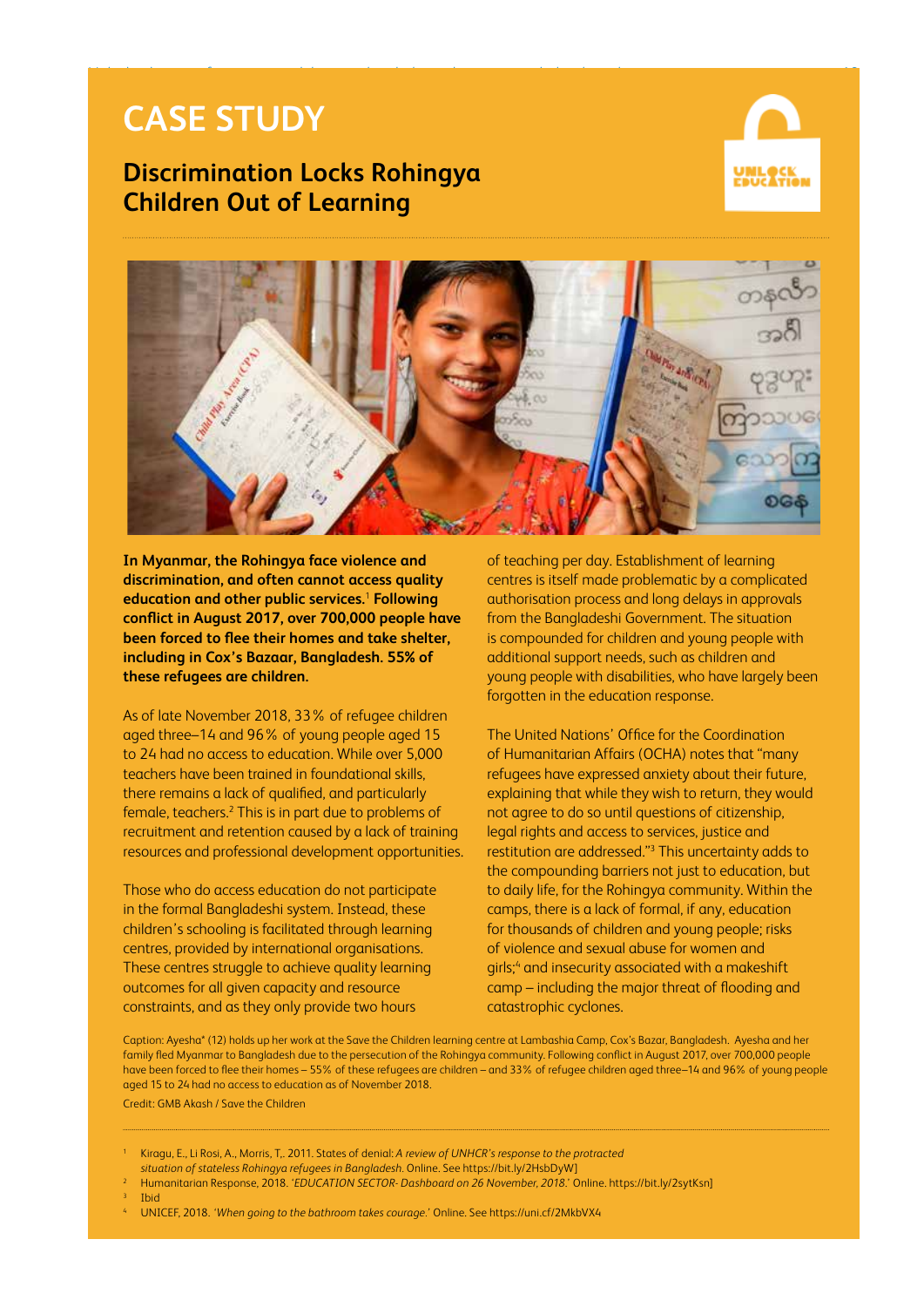# CASE STUDY

## Discrimination Locks Rohingya Children Out of Learning

**In Myanmar, the Rohingya face violence and discrimination, and often cannot access quality education and other public services.**[1] **Following conflict in August 2017, over 700,000 people have been forced to flee their homes and take shelter, including in Cox's Bazaar, Bangladesh. 55% of these refugees are children.**

As of late November 2018, 33% of refugee children aged three–14 and 96% of young people aged 15 to 24 had no access to education. While over 5,000 teachers have been trained in foundational skills, there remains a lack of qualified, and particularly female, teachers.[2] This is in part due to problems of recruitment and retention caused by a lack of training resources and professional development opportunities.

Those who do access education do not participate in the formal Bangladeshi system. Instead, these children's schooling is facilitated through learning centres, provided by international organisations. These centres struggle to achieve quality learning outcomes for all given capacity and resource constraints, and as they only provide two hours of teaching per day. Establishment of learning centres is itself made problematic by a complicated authorisation process and long delays in approvals from the Bangladeshi Government. The situation is compounded for children and young people with additional support needs, such as children and young people with disabilities, who have largely been forgotten in the education response.

The United Nations' Office for the Coordination of Humanitarian Affairs (OCHA) notes that "many refugees have expressed anxiety about their future, explaining that while they wish to return, they would not agree to do so until questions of citizenship, legal rights and access to services, justice and restitution are addressed."[3] This uncertainty adds to the compounding barriers not just to education, but to daily life, for the Rohingya community. Within the camps, there is a lack of formal, if any, education for thousands of children and young people; risks of violence and sexual abuse for women and girls;[4] and insecurity associated with a makeshift camp – including the major threat of flooding and catastrophic cyclones.

Caption: Ayesha* (12) holds up her work at the Save the Children learning centre at Lambashia Camp, Cox's Bazar, Bangladesh. Ayesha and her family fled Myanmar to Bangladesh due to the persecution of the Rohingya community. Following conflict in August 2017, over 700,000 people have been forced to flee their homes – 55% of these refugees are children – and 33% of refugee children aged three–14 and 96% of young people aged 15 to 24 had no access to education as of November 2018.

Credit: GMB Akash / Save the Children

---

[1] Kiragu, E., Li Rosi, A., Morris, T,. 2011. States of denial: *A review of UNHCR's response to the protracted situation of stateless Rohingya refugees in Bangladesh*. Online. See https://bit.ly/2HsbDyW]

[2] Humanitarian Response, 2018. '*EDUCATION SECTOR- Dashboard on 26 November, 2018*.' Online. https://bit.ly/2sytKsn]

[3] Ibid

[4] UNICEF, 2018. '*When going to the bathroom takes courage*.' Online. See https://uni.cf/2MkbVX4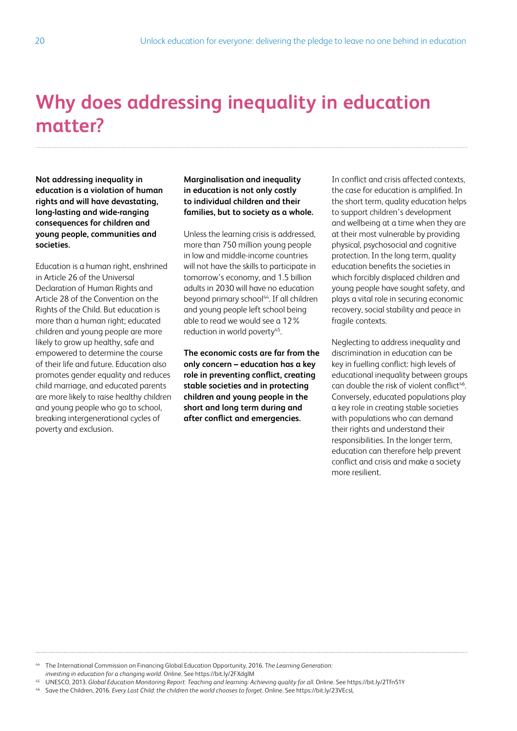# Why does addressing inequality in education matter?

**Not addressing inequality in education is a violation of human rights and will have devastating, long-lasting and wide-ranging consequences for children and young people, communities and societies.**

Education is a human right, enshrined in Article 26 of the Universal Declaration of Human Rights and Article 28 of the Convention on the Rights of the Child. But education is more than a human right; educated children and young people are more likely to grow up healthy, safe and empowered to determine the course of their life and future. Education also promotes gender equality and reduces child marriage, and educated parents are more likely to raise healthy children and young people who go to school, breaking intergenerational cycles of poverty and exclusion.

**Marginalisation and inequality in education is not only costly to individual children and their families, but to society as a whole.**

Unless the learning crisis is addressed, more than 750 million young people in low and middle-income countries will not have the skills to participate in tomorrow's economy, and 1.5 billion adults in 2030 will have no education beyond primary school[44]. If all children and young people left school being able to read we would see a 12% reduction in world poverty[45].

**The economic costs are far from the only concern – education has a key role in preventing conflict, creating stable societies and in protecting children and young people in the short and long term during and after conflict and emergencies.**

In conflict and crisis affected contexts, the case for education is amplified. In the short term, quality education helps to support children's development and wellbeing at a time when they are at their most vulnerable by providing physical, psychosocial and cognitive protection. In the long term, quality education benefits the societies in which forcibly displaced children and young people have sought safety, and plays a vital role in securing economic recovery, social stability and peace in fragile contexts.

Neglecting to address inequality and discrimination in education can be key in fuelling conflict: high levels of educational inequality between groups can double the risk of violent conflict[46]. Conversely, educated populations play a key role in creating stable societies with populations who can demand their rights and understand their responsibilities. In the longer term, education can therefore help prevent conflict and crisis and make a society more resilient.

---

[44] The International Commission on Financing Global Education Opportunity, 2016. *The Learning Generation: investing in education for a changing world*. Online. See https://bit.ly/2FXdglM

[45] UNESCO, 2013. *Global Education Monitoring Report: Teaching and learning: Achieving quality for all.* Online. See https://bit.ly/2Tfn51Y

[46] Save the Children, 2016. *Every Last Child: the children the world chooses to forget*. Online. See https://bit.ly/23VEcsL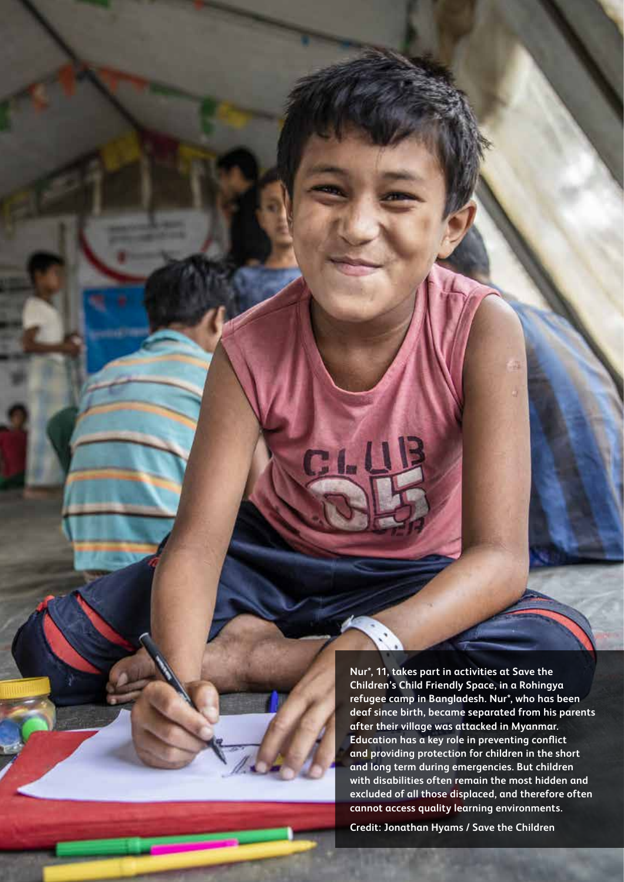Nur*, 11, takes part in activities at Save the Children's Child Friendly Space, in a Rohingya refugee camp in Bangladesh. Nur*, who has been deaf since birth, became separated from his parents after their village was attacked in Myanmar. Education has a key role in preventing conflict and providing protection for children in the short and long term during emergencies. But children with disabilities often remain the most hidden and excluded of all those displaced, and therefore often cannot access quality learning environments.

Credit: Jonathan Hyams / Save the Children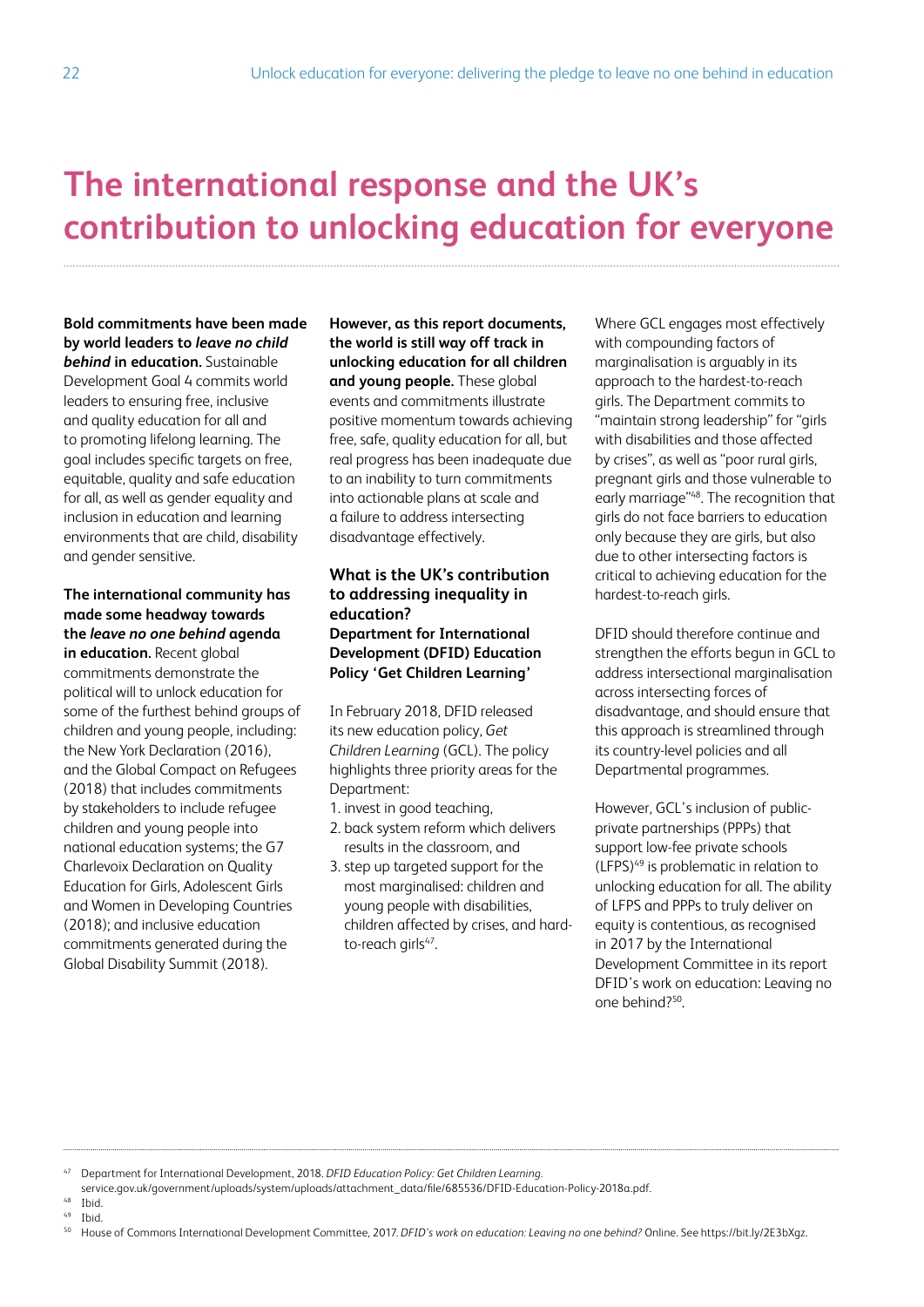# The international response and the UK's contribution to unlocking education for everyone

**Bold commitments have been made by world leaders to *leave no child behind* in education.** Sustainable Development Goal 4 commits world leaders to ensuring free, inclusive and quality education for all and to promoting lifelong learning. The goal includes specific targets on free, equitable, quality and safe education for all, as well as gender equality and inclusion in education and learning environments that are child, disability and gender sensitive.

**The international community has made some headway towards the *leave no one behind* agenda in education.** Recent global commitments demonstrate the political will to unlock education for some of the furthest behind groups of children and young people, including: the New York Declaration (2016), and the Global Compact on Refugees (2018) that includes commitments by stakeholders to include refugee children and young people into national education systems; the G7 Charlevoix Declaration on Quality Education for Girls, Adolescent Girls and Women in Developing Countries (2018); and inclusive education commitments generated during the Global Disability Summit (2018).

**However, as this report documents, the world is still way off track in unlocking education for all children and young people.** These global events and commitments illustrate positive momentum towards achieving free, safe, quality education for all, but real progress has been inadequate due to an inability to turn commitments into actionable plans at scale and a failure to address intersecting disadvantage effectively.

### What is the UK's contribution to addressing inequality in education?

### Department for International Development (DFID) Education Policy 'Get Children Learning'

In February 2018, DFID released its new education policy, *Get Children Learning* (GCL). The policy highlights three priority areas for the Department:

1. invest in good teaching,
2. back system reform which delivers results in the classroom, and
3. step up targeted support for the most marginalised: children and young people with disabilities, children affected by crises, and hard-to-reach girls[47].

Where GCL engages most effectively with compounding factors of marginalisation is arguably in its approach to the hardest-to-reach girls. The Department commits to "maintain strong leadership" for "girls with disabilities and those affected by crises", as well as "poor rural girls, pregnant girls and those vulnerable to early marriage"[48]. The recognition that girls do not face barriers to education only because they are girls, but also due to other intersecting factors is critical to achieving education for the hardest-to-reach girls.

DFID should therefore continue and strengthen the efforts begun in GCL to address intersectional marginalisation across intersecting forces of disadvantage, and should ensure that this approach is streamlined through its country-level policies and all Departmental programmes.

However, GCL's inclusion of public-private partnerships (PPPs) that support low-fee private schools (LFPS)[49] is problematic in relation to unlocking education for all. The ability of LFPS and PPPs to truly deliver on equity is contentious, as recognised in 2017 by the International Development Committee in its report DFID's work on education: Leaving no one behind?[50].

---

[47] Department for International Development, 2018. *DFID Education Policy: Get Children Learning.* service.gov.uk/government/uploads/system/uploads/attachment_data/file/685536/DFID-Education-Policy-2018a.pdf.

[48] Ibid.

[49] Ibid.

[50] House of Commons International Development Committee, 2017. *DFID's work on education: Leaving no one behind?* Online. See https://bit.ly/2E3bXgz.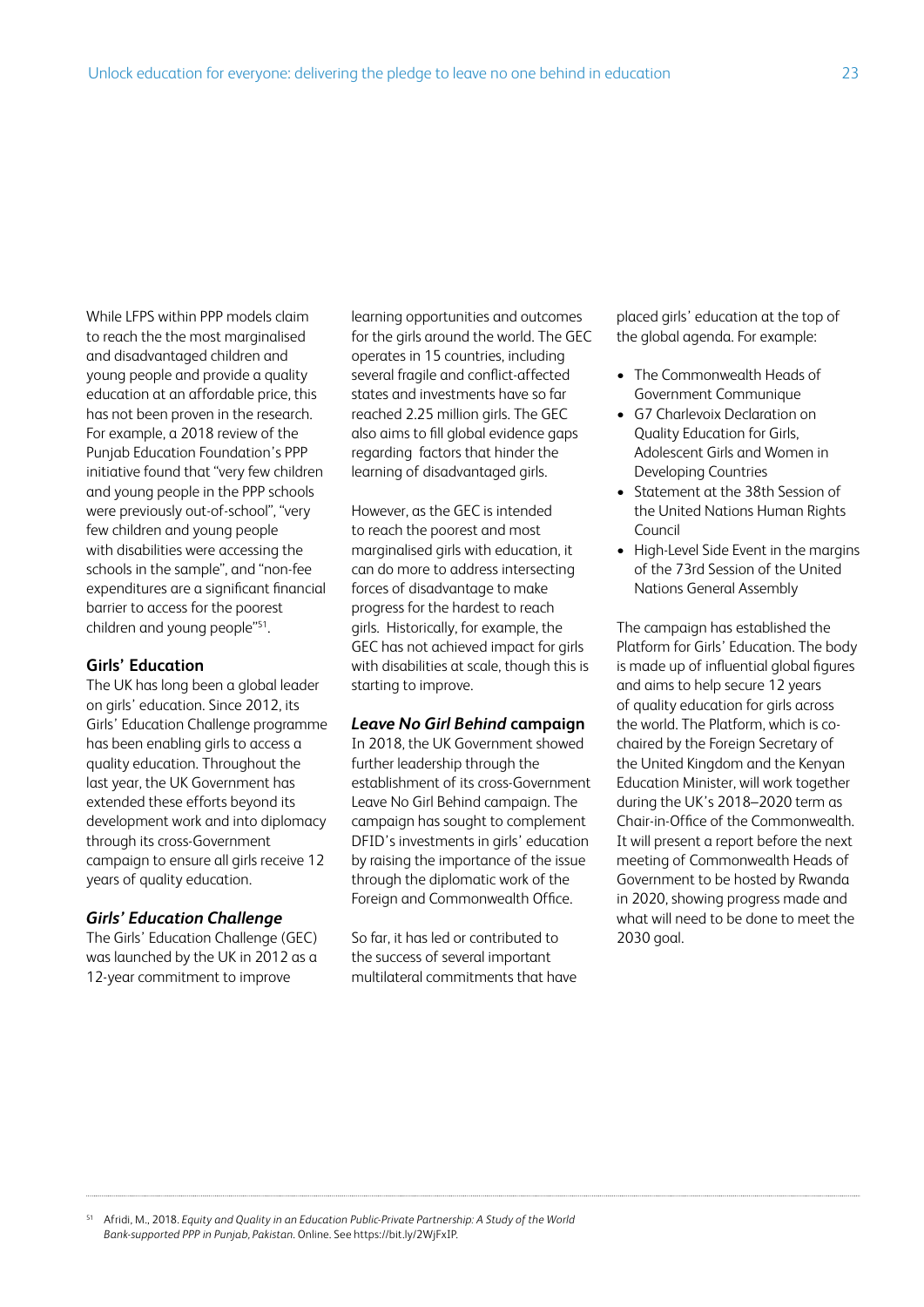While LFPS within PPP models claim to reach the the most marginalised and disadvantaged children and young people and provide a quality education at an affordable price, this has not been proven in the research. For example, a 2018 review of the Punjab Education Foundation's PPP initiative found that "very few children and young people in the PPP schools were previously out-of-school", "very few children and young people with disabilities were accessing the schools in the sample", and "non-fee expenditures are a significant financial barrier to access for the poorest children and young people"[51].

### Girls' Education

The UK has long been a global leader on girls' education. Since 2012, its Girls' Education Challenge programme has been enabling girls to access a quality education. Throughout the last year, the UK Government has extended these efforts beyond its development work and into diplomacy through its cross-Government campaign to ensure all girls receive 12 years of quality education.

#### *Girls' Education Challenge*

The Girls' Education Challenge (GEC) was launched by the UK in 2012 as a 12-year commitment to improve learning opportunities and outcomes for the girls around the world. The GEC operates in 15 countries, including several fragile and conflict-affected states and investments have so far reached 2.25 million girls. The GEC also aims to fill global evidence gaps regarding factors that hinder the learning of disadvantaged girls.

However, as the GEC is intended to reach the poorest and most marginalised girls with education, it can do more to address intersecting forces of disadvantage to make progress for the hardest to reach girls. Historically, for example, the GEC has not achieved impact for girls with disabilities at scale, though this is starting to improve.

#### *Leave No Girl Behind* campaign

In 2018, the UK Government showed further leadership through the establishment of its cross-Government Leave No Girl Behind campaign. The campaign has sought to complement DFID's investments in girls' education by raising the importance of the issue through the diplomatic work of the Foreign and Commonwealth Office.

So far, it has led or contributed to the success of several important multilateral commitments that have placed girls' education at the top of the global agenda. For example:

- The Commonwealth Heads of Government Communique
- G7 Charlevoix Declaration on Quality Education for Girls, Adolescent Girls and Women in Developing Countries
- Statement at the 38th Session of the United Nations Human Rights Council
- High-Level Side Event in the margins of the 73rd Session of the United Nations General Assembly

The campaign has established the Platform for Girls' Education. The body is made up of influential global figures and aims to help secure 12 years of quality education for girls across the world. The Platform, which is co-chaired by the Foreign Secretary of the United Kingdom and the Kenyan Education Minister, will work together during the UK's 2018–2020 term as Chair-in-Office of the Commonwealth. It will present a report before the next meeting of Commonwealth Heads of Government to be hosted by Rwanda in 2020, showing progress made and what will need to be done to meet the 2030 goal.

---

[51] Afridi, M., 2018. *Equity and Quality in an Education Public-Private Partnership: A Study of the World Bank-supported PPP in Punjab, Pakistan*. Online. See https://bit.ly/2WjFxIP.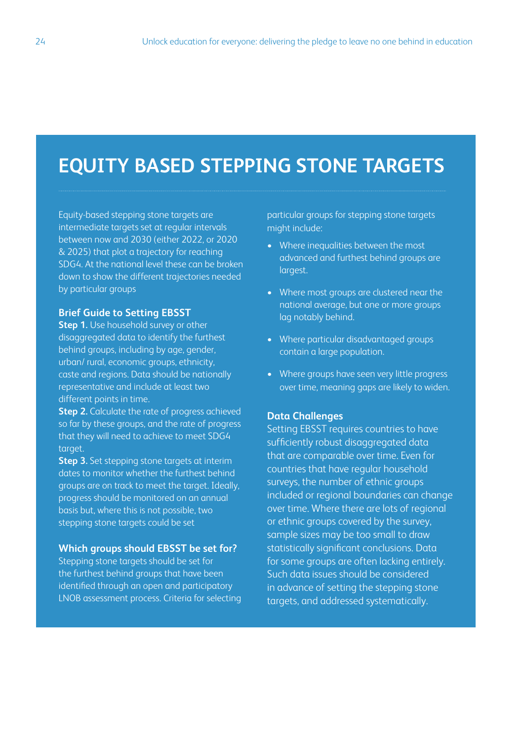# EQUITY BASED STEPPING STONE TARGETS

Equity-based stepping stone targets are intermediate targets set at regular intervals between now and 2030 (either 2022, or 2020 & 2025) that plot a trajectory for reaching SDG4. At the national level these can be broken down to show the different trajectories needed by particular groups

### Brief Guide to Setting EBSST

**Step 1.** Use household survey or other disaggregated data to identify the furthest behind groups, including by age, gender, urban/ rural, economic groups, ethnicity, caste and regions. Data should be nationally representative and include at least two different points in time.

**Step 2.** Calculate the rate of progress achieved so far by these groups, and the rate of progress that they will need to achieve to meet SDG4 target.

**Step 3.** Set stepping stone targets at interim dates to monitor whether the furthest behind groups are on track to meet the target. Ideally, progress should be monitored on an annual basis but, where this is not possible, two stepping stone targets could be set

### Which groups should EBSST be set for?

Stepping stone targets should be set for the furthest behind groups that have been identified through an open and participatory LNOB assessment process. Criteria for selecting particular groups for stepping stone targets might include:

- Where inequalities between the most advanced and furthest behind groups are largest.
- Where most groups are clustered near the national average, but one or more groups lag notably behind.
- Where particular disadvantaged groups contain a large population.
- Where groups have seen very little progress over time, meaning gaps are likely to widen.

### Data Challenges

Setting EBSST requires countries to have sufficiently robust disaggregated data that are comparable over time. Even for countries that have regular household surveys, the number of ethnic groups included or regional boundaries can change over time. Where there are lots of regional or ethnic groups covered by the survey, sample sizes may be too small to draw statistically significant conclusions. Data for some groups are often lacking entirely. Such data issues should be considered in advance of setting the stepping stone targets, and addressed systematically.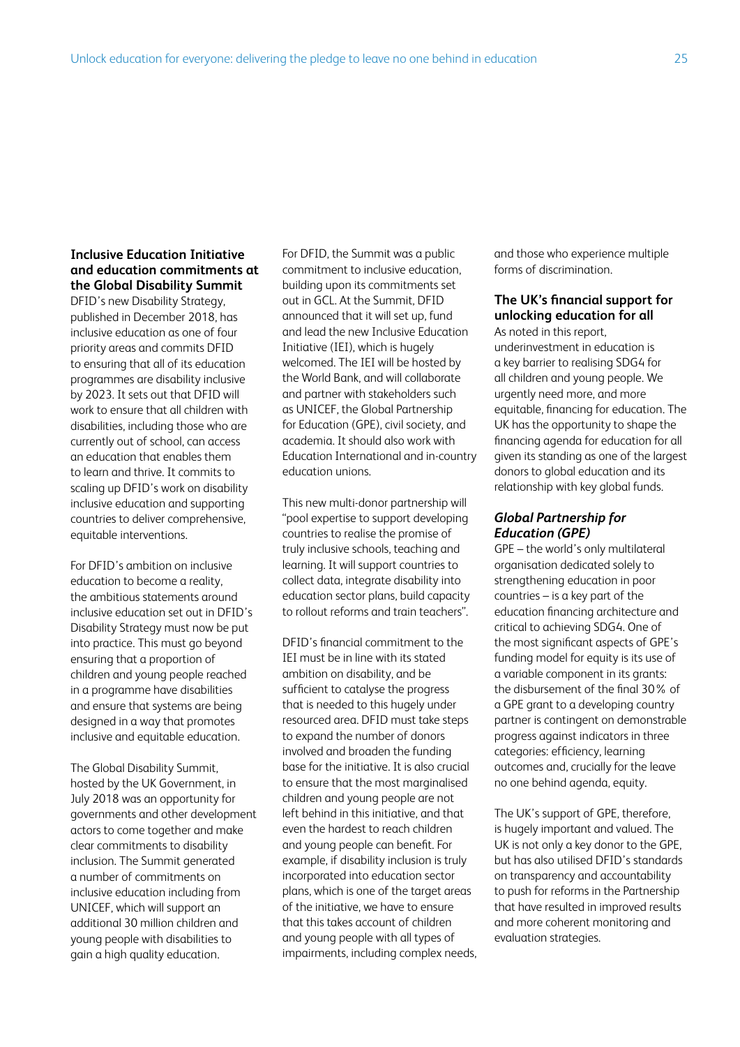### Inclusive Education Initiative and education commitments at the Global Disability Summit

DFID's new Disability Strategy, published in December 2018, has inclusive education as one of four priority areas and commits DFID to ensuring that all of its education programmes are disability inclusive by 2023. It sets out that DFID will work to ensure that all children with disabilities, including those who are currently out of school, can access an education that enables them to learn and thrive. It commits to scaling up DFID's work on disability inclusive education and supporting countries to deliver comprehensive, equitable interventions.

For DFID's ambition on inclusive education to become a reality, the ambitious statements around inclusive education set out in DFID's Disability Strategy must now be put into practice. This must go beyond ensuring that a proportion of children and young people reached in a programme have disabilities and ensure that systems are being designed in a way that promotes inclusive and equitable education.

The Global Disability Summit, hosted by the UK Government, in July 2018 was an opportunity for governments and other development actors to come together and make clear commitments to disability inclusion. The Summit generated a number of commitments on inclusive education including from UNICEF, which will support an additional 30 million children and young people with disabilities to gain a high quality education.

For DFID, the Summit was a public commitment to inclusive education, building upon its commitments set out in GCL. At the Summit, DFID announced that it will set up, fund and lead the new Inclusive Education Initiative (IEI), which is hugely welcomed. The IEI will be hosted by the World Bank, and will collaborate and partner with stakeholders such as UNICEF, the Global Partnership for Education (GPE), civil society, and academia. It should also work with Education International and in-country education unions.

This new multi-donor partnership will "pool expertise to support developing countries to realise the promise of truly inclusive schools, teaching and learning. It will support countries to collect data, integrate disability into education sector plans, build capacity to rollout reforms and train teachers".

DFID's financial commitment to the IEI must be in line with its stated ambition on disability, and be sufficient to catalyse the progress that is needed to this hugely under resourced area. DFID must take steps to expand the number of donors involved and broaden the funding base for the initiative. It is also crucial to ensure that the most marginalised children and young people are not left behind in this initiative, and that even the hardest to reach children and young people can benefit. For example, if disability inclusion is truly incorporated into education sector plans, which is one of the target areas of the initiative, we have to ensure that this takes account of children and young people with all types of impairments, including complex needs, and those who experience multiple forms of discrimination.

### The UK's financial support for unlocking education for all

As noted in this report, underinvestment in education is a key barrier to realising SDG4 for all children and young people. We urgently need more, and more equitable, financing for education. The UK has the opportunity to shape the financing agenda for education for all given its standing as one of the largest donors to global education and its relationship with key global funds.

#### *Global Partnership for Education (GPE)*

GPE – the world's only multilateral organisation dedicated solely to strengthening education in poor countries – is a key part of the education financing architecture and critical to achieving SDG4. One of the most significant aspects of GPE's funding model for equity is its use of a variable component in its grants: the disbursement of the final 30% of a GPE grant to a developing country partner is contingent on demonstrable progress against indicators in three categories: efficiency, learning outcomes and, crucially for the leave no one behind agenda, equity.

The UK's support of GPE, therefore, is hugely important and valued. The UK is not only a key donor to the GPE, but has also utilised DFID's standards on transparency and accountability to push for reforms in the Partnership that have resulted in improved results and more coherent monitoring and evaluation strategies.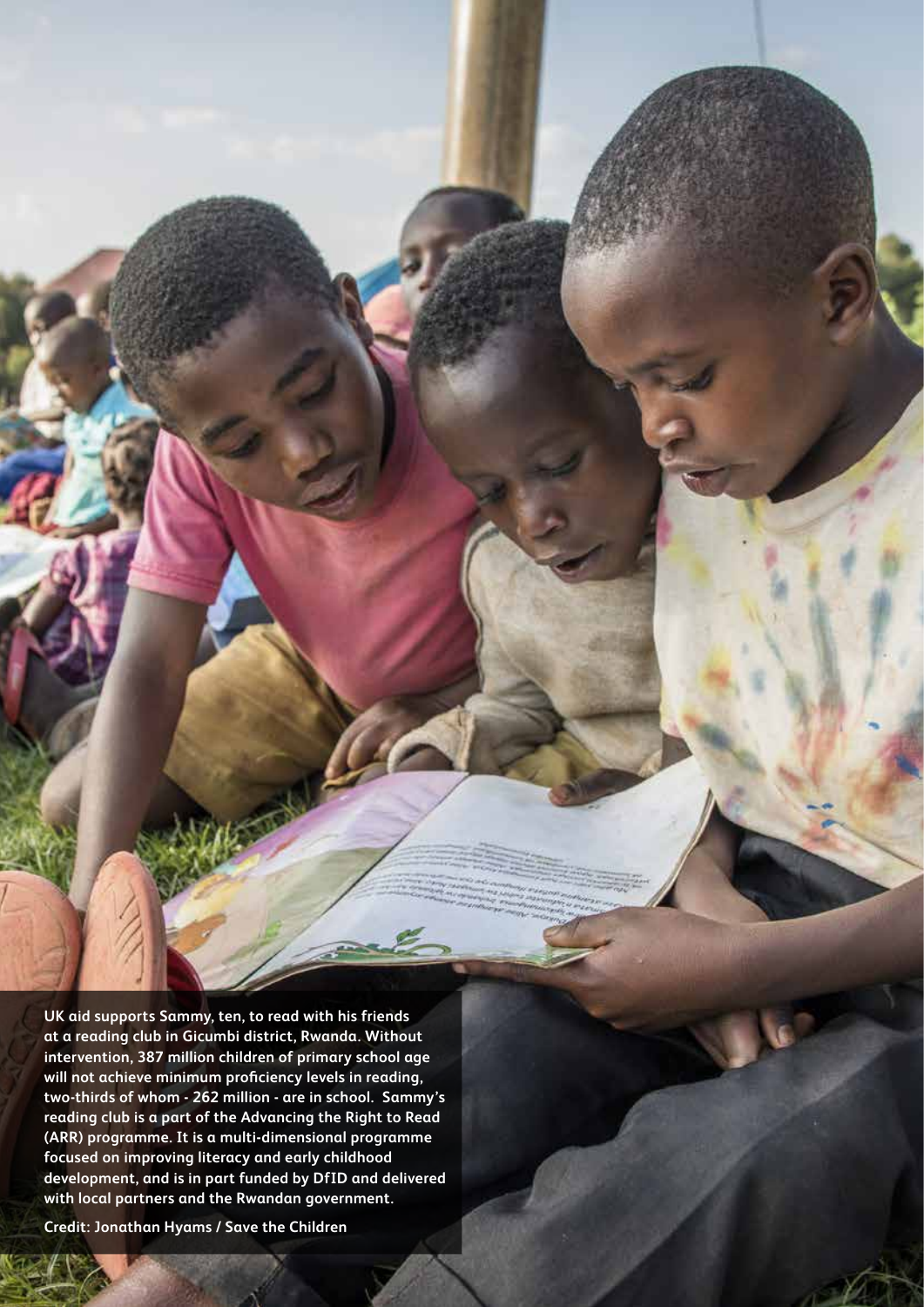UK aid supports Sammy, ten, to read with his friends at a reading club in Gicumbi district, Rwanda. Without intervention, 387 million children of primary school age will not achieve minimum proficiency levels in reading, two-thirds of whom - 262 million - are in school. Sammy's reading club is a part of the Advancing the Right to Read (ARR) programme. It is a multi-dimensional programme focused on improving literacy and early childhood development, and is in part funded by DfID and delivered with local partners and the Rwandan government.

Credit: Jonathan Hyams / Save the Children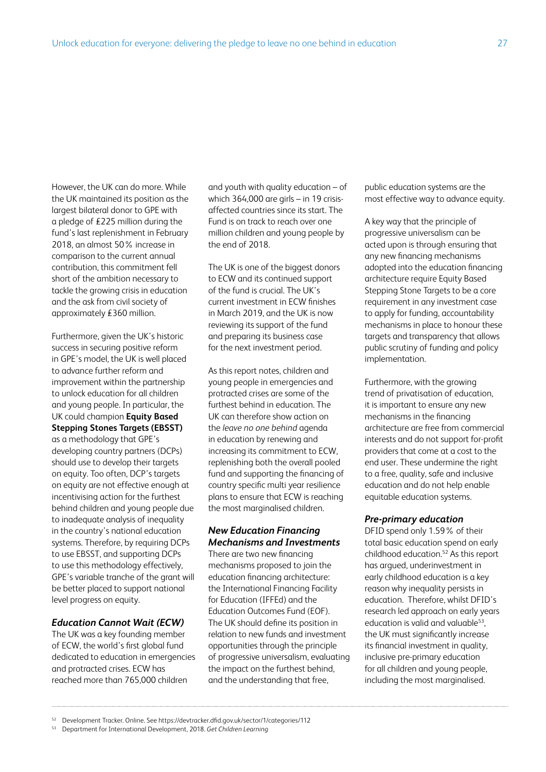However, the UK can do more. While the UK maintained its position as the largest bilateral donor to GPE with a pledge of £225 million during the fund's last replenishment in February 2018, an almost 50% increase in comparison to the current annual contribution, this commitment fell short of the ambition necessary to tackle the growing crisis in education and the ask from civil society of approximately £360 million.

Furthermore, given the UK's historic success in securing positive reform in GPE's model, the UK is well placed to advance further reform and improvement within the partnership to unlock education for all children and young people. In particular, the UK could champion **Equity Based Stepping Stones Targets (EBSST)** as a methodology that GPE's developing country partners (DCPs) should use to develop their targets on equity. Too often, DCP's targets on equity are not effective enough at incentivising action for the furthest behind children and young people due to inadequate analysis of inequality in the country's national education systems. Therefore, by requiring DCPs to use EBSST, and supporting DCPs to use this methodology effectively, GPE's variable tranche of the grant will be better placed to support national level progress on equity.

### *Education Cannot Wait (ECW)*

The UK was a key founding member of ECW, the world's first global fund dedicated to education in emergencies and protracted crises. ECW has reached more than 765,000 children and youth with quality education – of which 364,000 are girls – in 19 crisis-affected countries since its start. The Fund is on track to reach over one million children and young people by the end of 2018.

The UK is one of the biggest donors to ECW and its continued support of the fund is crucial. The UK's current investment in ECW finishes in March 2019, and the UK is now reviewing its support of the fund and preparing its business case for the next investment period.

As this report notes, children and young people in emergencies and protracted crises are some of the furthest behind in education. The UK can therefore show action on the *leave no one behind* agenda in education by renewing and increasing its commitment to ECW, replenishing both the overall pooled fund and supporting the financing of country specific multi year resilience plans to ensure that ECW is reaching the most marginalised children.

### *New Education Financing Mechanisms and Investments*

There are two new financing mechanisms proposed to join the education financing architecture: the International Financing Facility for Education (IFFEd) and the Education Outcomes Fund (EOF). The UK should define its position in relation to new funds and investment opportunities through the principle of progressive universalism, evaluating the impact on the furthest behind, and the understanding that free, public education systems are the most effective way to advance equity.

A key way that the principle of progressive universalism can be acted upon is through ensuring that any new financing mechanisms adopted into the education financing architecture require Equity Based Stepping Stone Targets to be a core requirement in any investment case to apply for funding, accountability mechanisms in place to honour these targets and transparency that allows public scrutiny of funding and policy implementation.

Furthermore, with the growing trend of privatisation of education, it is important to ensure any new mechanisms in the financing architecture are free from commercial interests and do not support for-profit providers that come at a cost to the end user. These undermine the right to a free, quality, safe and inclusive education and do not help enable equitable education systems.

### *Pre-primary education*

DFID spend only 1.59% of their total basic education spend on early childhood education.[52] As this report has argued, underinvestment in early childhood education is a key reason why inequality persists in education. Therefore, whilst DFID's research led approach on early years education is valid and valuable[53], the UK must significantly increase its financial investment in quality, inclusive pre-primary education for all children and young people, including the most marginalised.

---

[52] Development Tracker. Online. See https://devtracker.dfid.gov.uk/sector/1/categories/112

[53] Department for International Development, 2018. *Get Children Learning*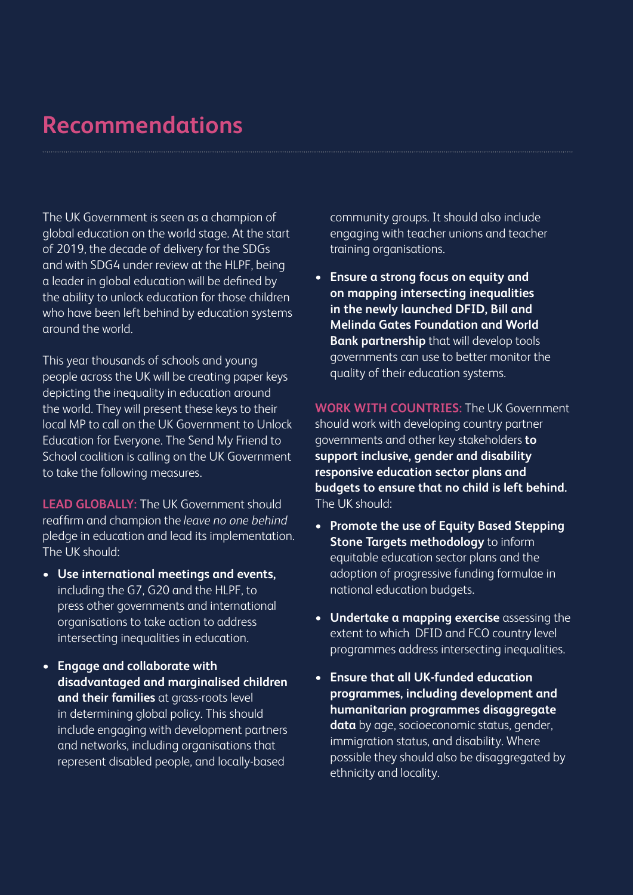# Recommendations

The UK Government is seen as a champion of global education on the world stage. At the start of 2019, the decade of delivery for the SDGs and with SDG4 under review at the HLPF, being a leader in global education will be defined by the ability to unlock education for those children who have been left behind by education systems around the world.

This year thousands of schools and young people across the UK will be creating paper keys depicting the inequality in education around the world. They will present these keys to their local MP to call on the UK Government to Unlock Education for Everyone. The Send My Friend to School coalition is calling on the UK Government to take the following measures.

**LEAD GLOBALLY:** The UK Government should reaffirm and champion the *leave no one behind* pledge in education and lead its implementation. The UK should:

- **Use international meetings and events,** including the G7, G20 and the HLPF, to press other governments and international organisations to take action to address intersecting inequalities in education.
- **Engage and collaborate with disadvantaged and marginalised children and their families** at grass-roots level in determining global policy. This should include engaging with development partners and networks, including organisations that represent disabled people, and locally-based community groups. It should also include engaging with teacher unions and teacher training organisations.
- **Ensure a strong focus on equity and on mapping intersecting inequalities in the newly launched DFID, Bill and Melinda Gates Foundation and World Bank partnership** that will develop tools governments can use to better monitor the quality of their education systems.

**WORK WITH COUNTRIES:** The UK Government should work with developing country partner governments and other key stakeholders **to support inclusive, gender and disability responsive education sector plans and budgets to ensure that no child is left behind.** The UK should:

- **Promote the use of Equity Based Stepping Stone Targets methodology** to inform equitable education sector plans and the adoption of progressive funding formulae in national education budgets.
- **Undertake a mapping exercise** assessing the extent to which DFID and FCO country level programmes address intersecting inequalities.
- **Ensure that all UK-funded education programmes, including development and humanitarian programmes disaggregate data** by age, socioeconomic status, gender, immigration status, and disability. Where possible they should also be disaggregated by ethnicity and locality.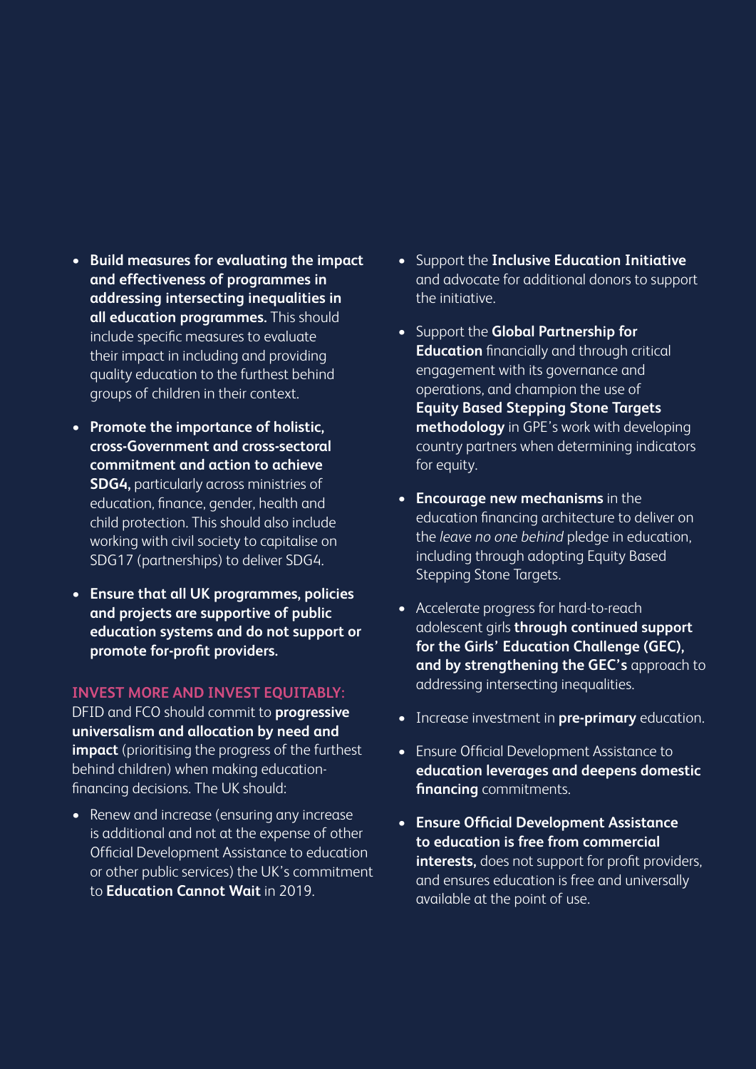- **Build measures for evaluating the impact and effectiveness of programmes in addressing intersecting inequalities in all education programmes.** This should include specific measures to evaluate their impact in including and providing quality education to the furthest behind groups of children in their context.
- **Promote the importance of holistic, cross-Government and cross-sectoral commitment and action to achieve SDG4,** particularly across ministries of education, finance, gender, health and child protection. This should also include working with civil society to capitalise on SDG17 (partnerships) to deliver SDG4.
- **Ensure that all UK programmes, policies and projects are supportive of public education systems and do not support or promote for-profit providers.**

**INVEST MORE AND INVEST EQUITABLY:**
DFID and FCO should commit to **progressive universalism and allocation by need and impact** (prioritising the progress of the furthest behind children) when making education-financing decisions. The UK should:

- Renew and increase (ensuring any increase is additional and not at the expense of other Official Development Assistance to education or other public services) the UK's commitment to **Education Cannot Wait** in 2019.
- Support the **Inclusive Education Initiative** and advocate for additional donors to support the initiative.
- Support the **Global Partnership for Education** financially and through critical engagement with its governance and operations, and champion the use of **Equity Based Stepping Stone Targets methodology** in GPE's work with developing country partners when determining indicators for equity.
- **Encourage new mechanisms** in the education financing architecture to deliver on the *leave no one behind* pledge in education, including through adopting Equity Based Stepping Stone Targets.
- Accelerate progress for hard-to-reach adolescent girls **through continued support for the Girls' Education Challenge (GEC), and by strengthening the GEC's** approach to addressing intersecting inequalities.
- Increase investment in **pre-primary** education.
- Ensure Official Development Assistance to **education leverages and deepens domestic financing** commitments.
- **Ensure Official Development Assistance to education is free from commercial interests,** does not support for profit providers, and ensures education is free and universally available at the point of use.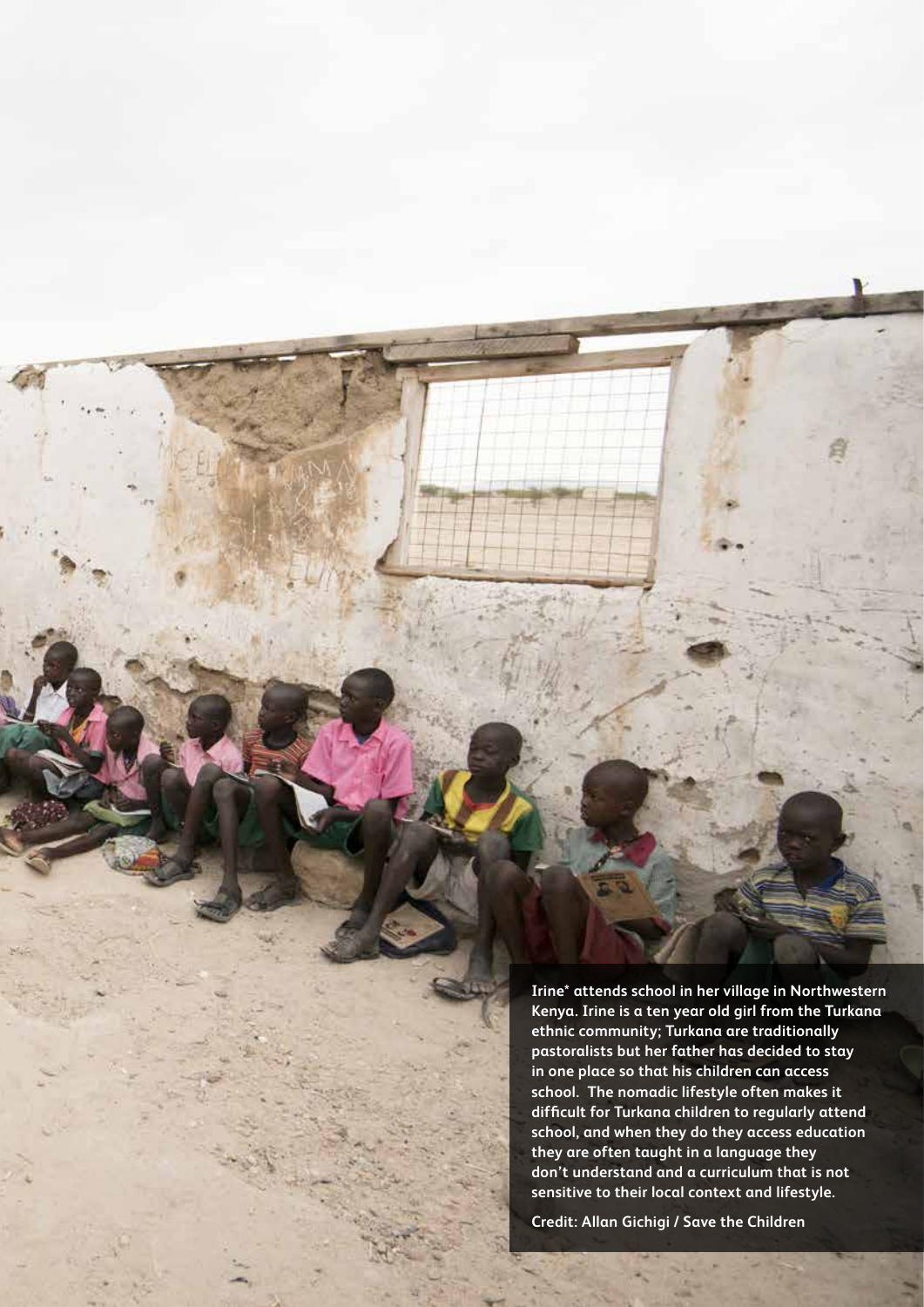**Irine* attends school in her village in Northwestern Kenya. Irine is a ten year old girl from the Turkana ethnic community; Turkana are traditionally pastoralists but her father has decided to stay in one place so that his children can access school. The nomadic lifestyle often makes it difficult for Turkana children to regularly attend school, and when they do they access education they are often taught in a language they don't understand and a curriculum that is not sensitive to their local context and lifestyle.**

**Credit: Allan Gichigi / Save the Children**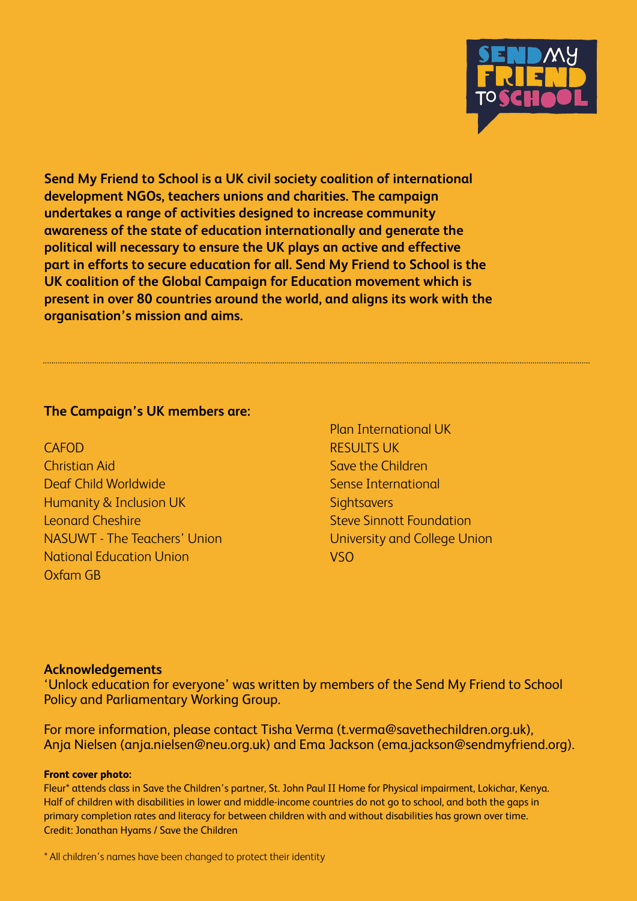**Send My Friend to School is a UK civil society coalition of international development NGOs, teachers unions and charities. The campaign undertakes a range of activities designed to increase community awareness of the state of education internationally and generate the political will necessary to ensure the UK plays an active and effective part in efforts to secure education for all. Send My Friend to School is the UK coalition of the Global Campaign for Education movement which is present in over 80 countries around the world, and aligns its work with the organisation's mission and aims.**

**The Campaign's UK members are:**

CAFOD
Christian Aid
Deaf Child Worldwide
Humanity & Inclusion UK
Leonard Cheshire
NASUWT - The Teachers' Union
National Education Union
Oxfam GB
Plan International UK
RESULTS UK
Save the Children
Sense International
Sightsavers
Steve Sinnott Foundation
University and College Union
VSO

**Acknowledgements**

'Unlock education for everyone' was written by members of the Send My Friend to School Policy and Parliamentary Working Group.

For more information, please contact Tisha Verma (t.verma@savethechildren.org.uk), Anja Nielsen (anja.nielsen@neu.org.uk) and Ema Jackson (ema.jackson@sendmyfriend.org).

**Front cover photo:**

Fleur* attends class in Save the Children's partner, St. John Paul II Home for Physical impairment, Lokichar, Kenya. Half of children with disabilities in lower and middle-income countries do not go to school, and both the gaps in primary completion rates and literacy for between children with and without disabilities has grown over time.
Credit: Jonathan Hyams / Save the Children

* All children's names have been changed to protect their identity